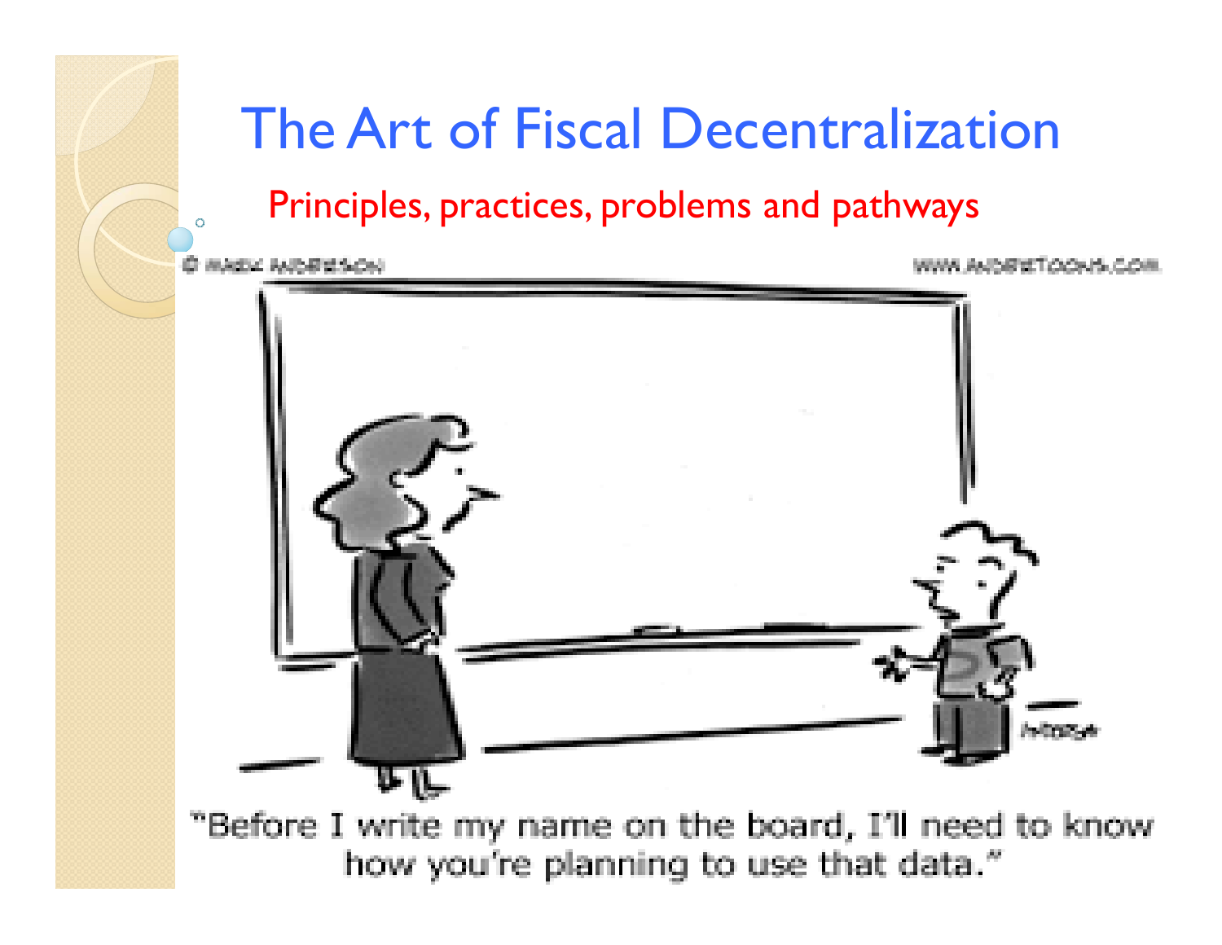# The Art of Fiscal Decentralization

## Principles, practices, problems and pathways

"Before I write my name on the board, I'll need to know how you're planning to use that data."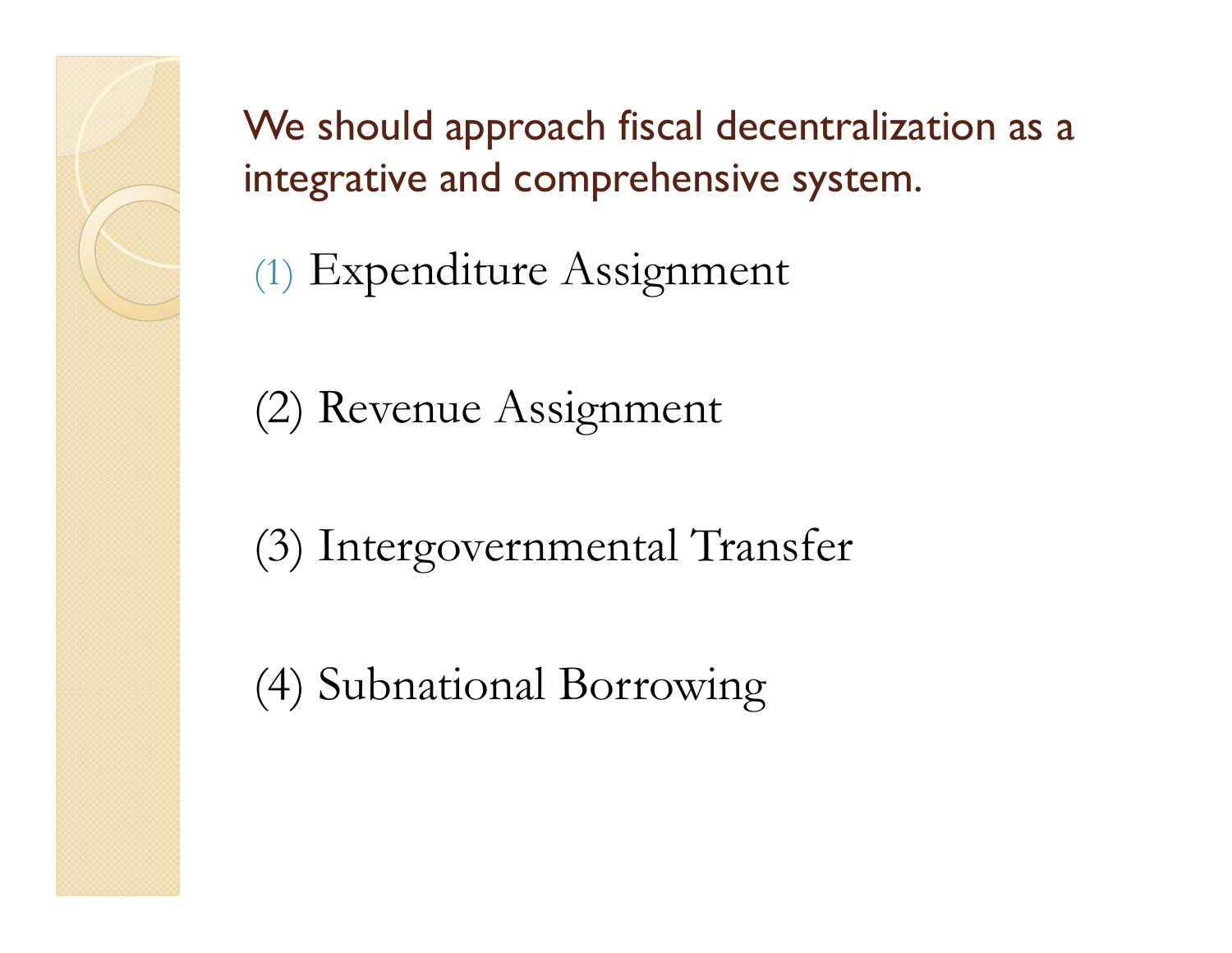## We should approach fiscal decentralization as a integrative and comprehensive system.

(1) Expenditure Assignment

(2) Revenue Assignment

(3) Intergovernmental Transfer

(4) Subnational Borrowing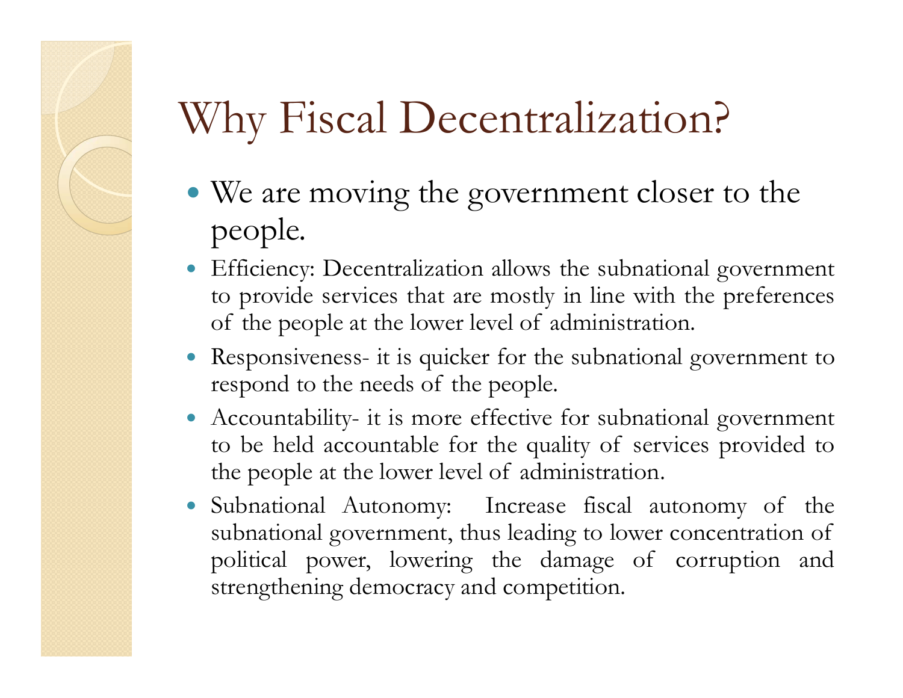# Why Fiscal Decentralization?

- We are moving the government closer to the people.
- Efficiency: Decentralization allows the subnational government to provide services that are mostly in line with the preferences of the people at the lower level of administration.
- Responsiveness- it is quicker for the subnational government to respond to the needs of the people.
- Accountability- it is more effective for subnational government to be held accountable for the quality of services provided to the people at the lower level of administration.
- Subnational Autonomy: Increase fiscal autonomy of the subnational government, thus leading to lower concentration of political power, lowering the damage of corruption and strengthening democracy and competition.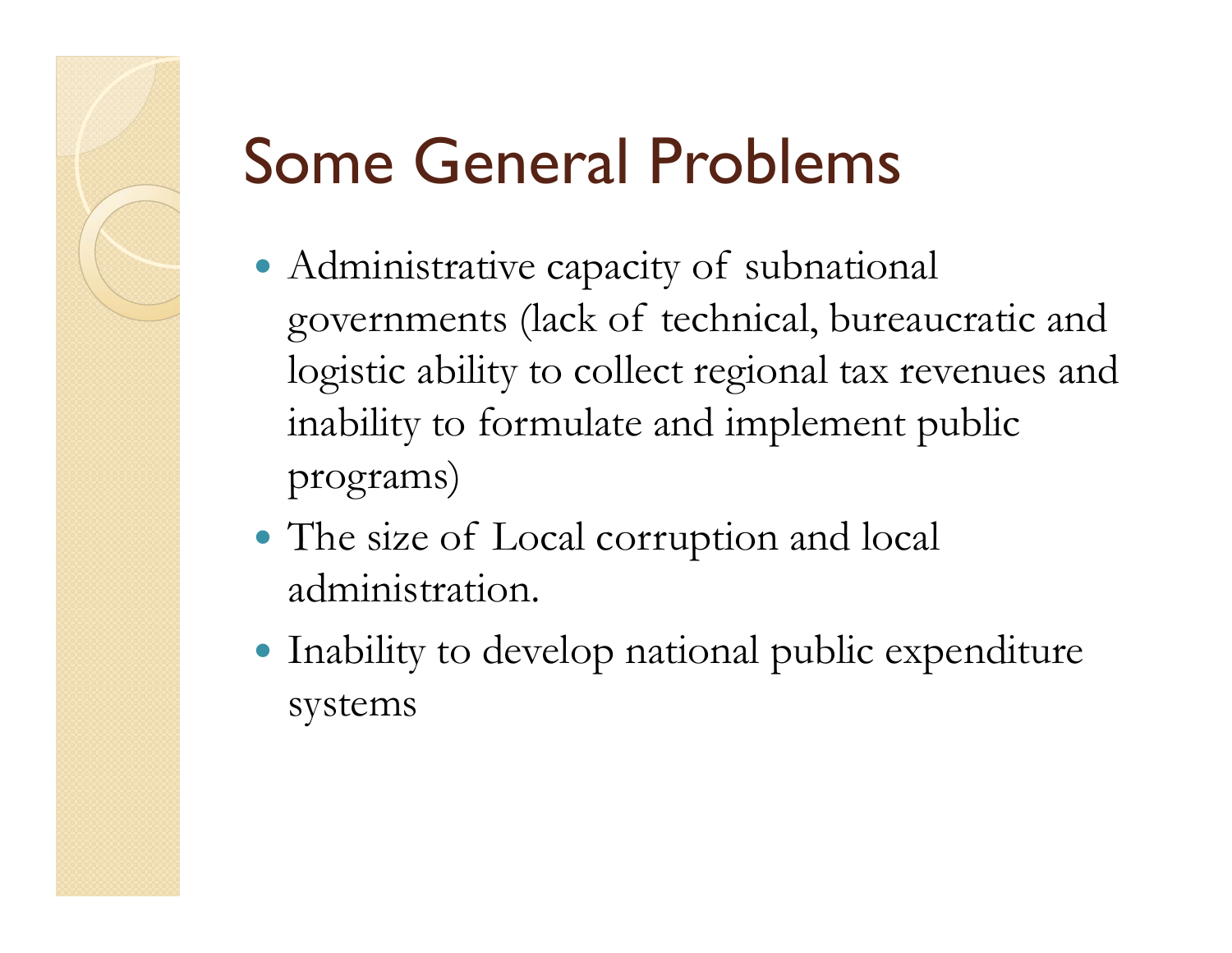# Some General Problems

- Administrative capacity of subnational governments (lack of technical, bureaucratic and logistic ability to collect regional tax revenues and inability to formulate and implement public programs)
- The size of Local corruption and local administration.
- Inability to develop national public expenditure systems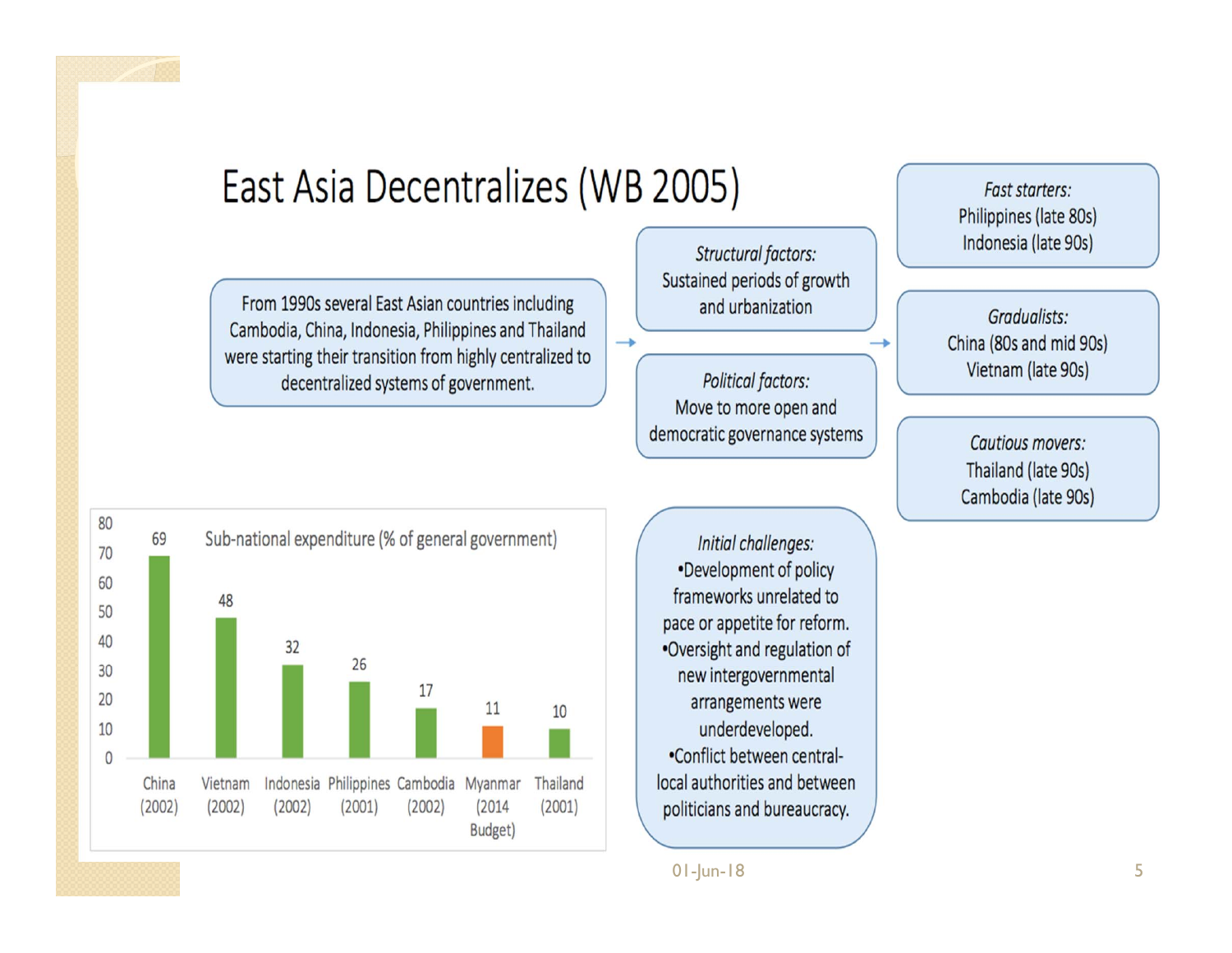# East Asia Decentralizes (WB 2005)

From 1990s several East Asian countries including Cambodia, China, Indonesia, Philippines and Thailand were starting their transition from highly centralized to decentralized systems of government.

*Structural factors:*
Sustained periods of growth and urbanization

*Political factors:*
Move to more open and democratic governance systems

*Fast starters:*
Philippines (late 80s)
Indonesia (late 90s)

*Gradualists:*
China (80s and mid 90s)
Vietnam (late 90s)

*Cautious movers:*
Thailand (late 90s)
Cambodia (late 90s)

**Sub-national expenditure (% of general government)**

| Country | % |
|---|---|
| China (2002) | 69 |
| Vietnam (2002) | 48 |
| Indonesia (2002) | 32 |
| Philippines (2001) | 26 |
| Cambodia (2002) | 17 |
| Myanmar (2014 Budget) | 11 |
| Thailand (2001) | 10 |

*Initial challenges:*

- Development of policy frameworks unrelated to pace or appetite for reform.
- Oversight and regulation of new intergovernmental arrangements were underdeveloped.
- Conflict between central-local authorities and between politicians and bureaucracy.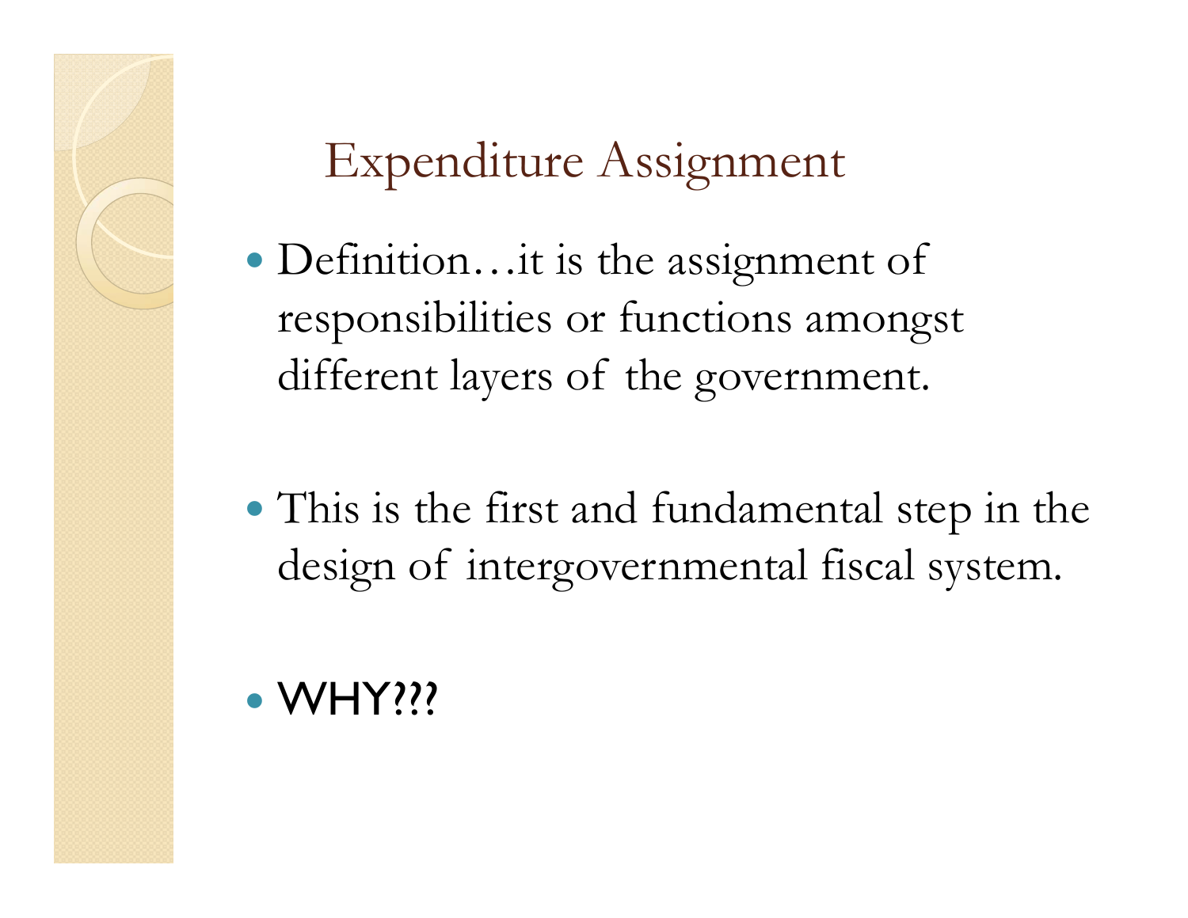# Expenditure Assignment

- Definition…it is the assignment of responsibilities or functions amongst different layers of the government.

- This is the first and fundamental step in the design of intergovernmental fiscal system.

- WHY???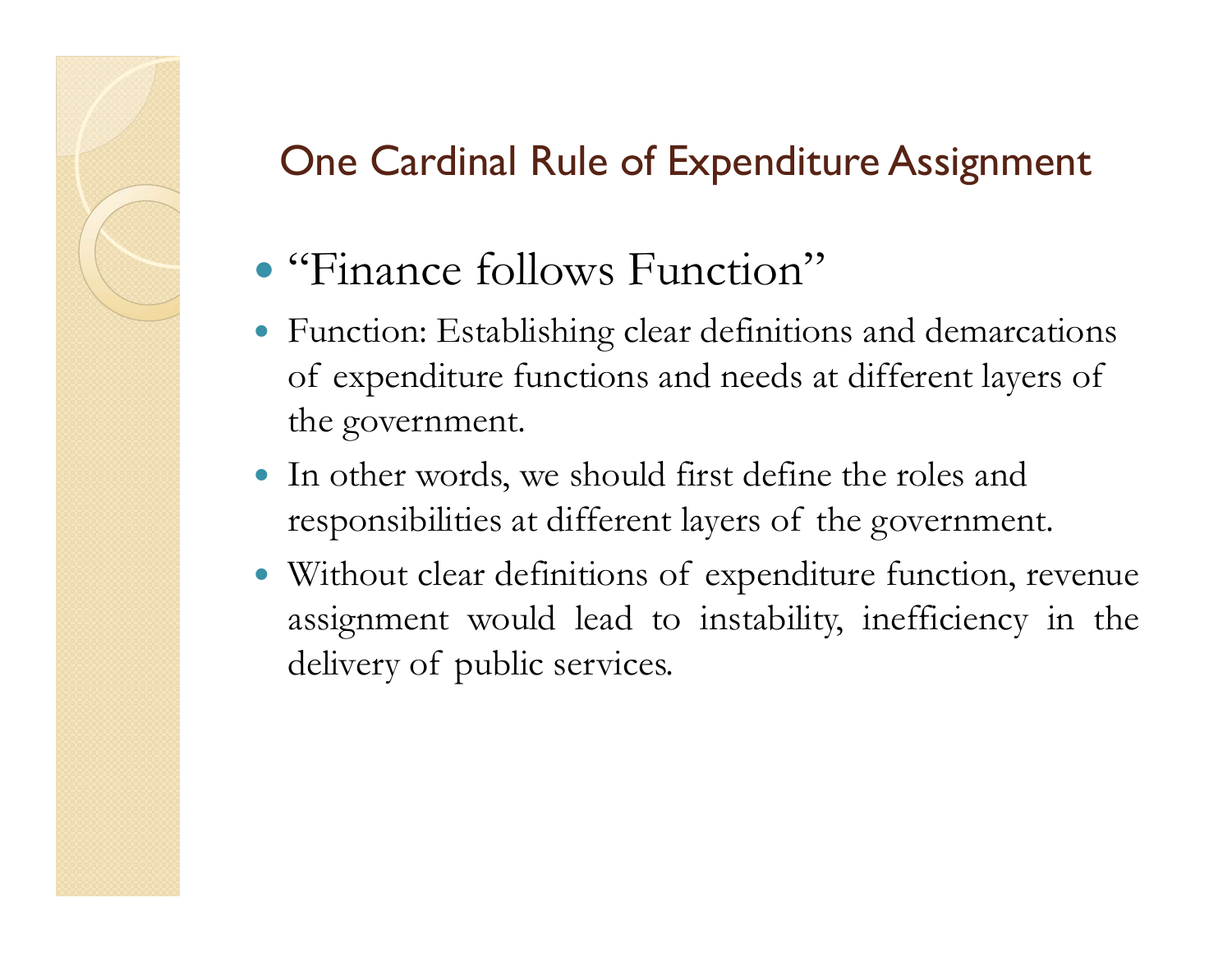## One Cardinal Rule of Expenditure Assignment

- "Finance follows Function"
- Function: Establishing clear definitions and demarcations of expenditure functions and needs at different layers of the government.
- In other words, we should first define the roles and responsibilities at different layers of the government.
- Without clear definitions of expenditure function, revenue assignment would lead to instability, inefficiency in the delivery of public services.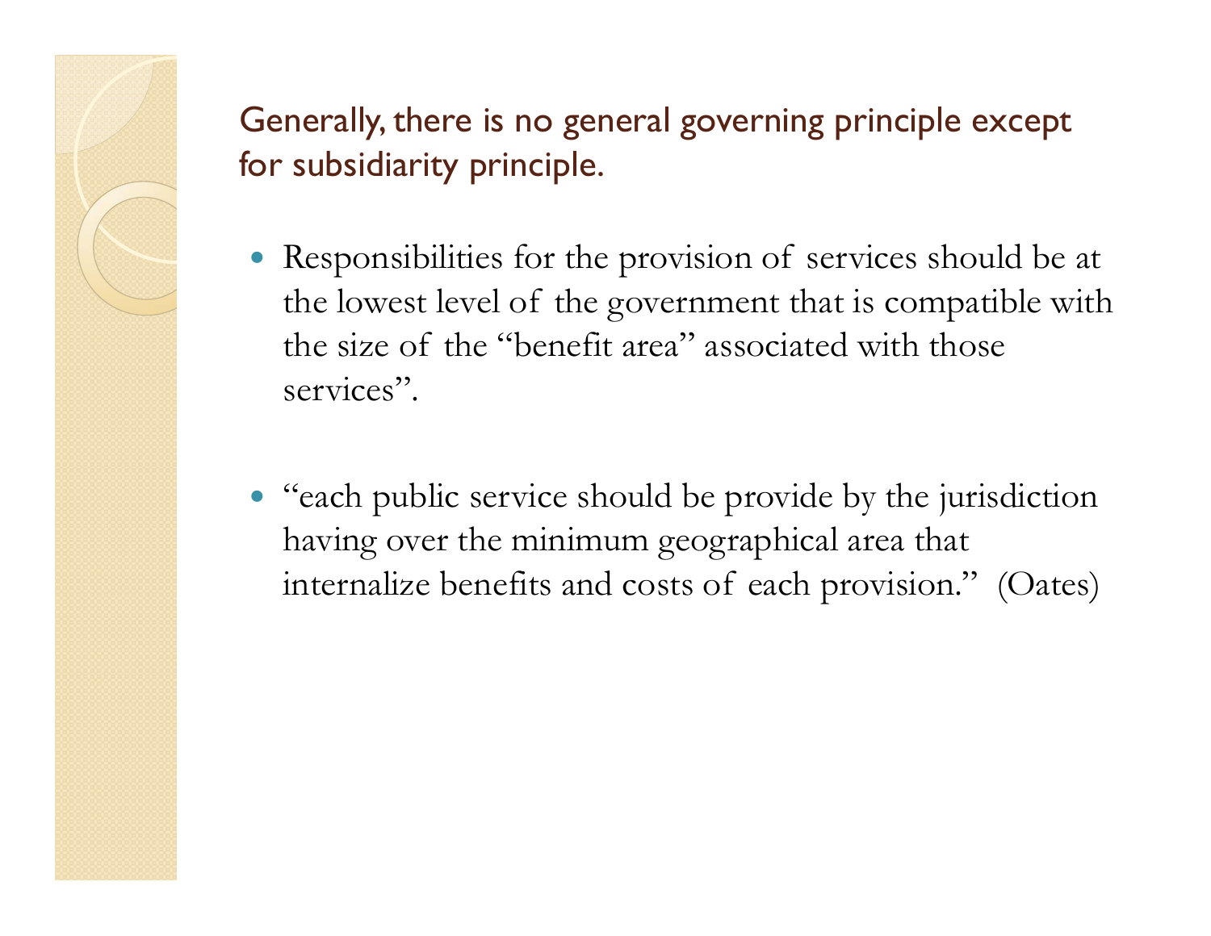## Generally, there is no general governing principle except for subsidiarity principle.

- Responsibilities for the provision of services should be at the lowest level of the government that is compatible with the size of the "benefit area" associated with those services".

- "each public service should be provide by the jurisdiction having over the minimum geographical area that internalize benefits and costs of each provision." (Oates)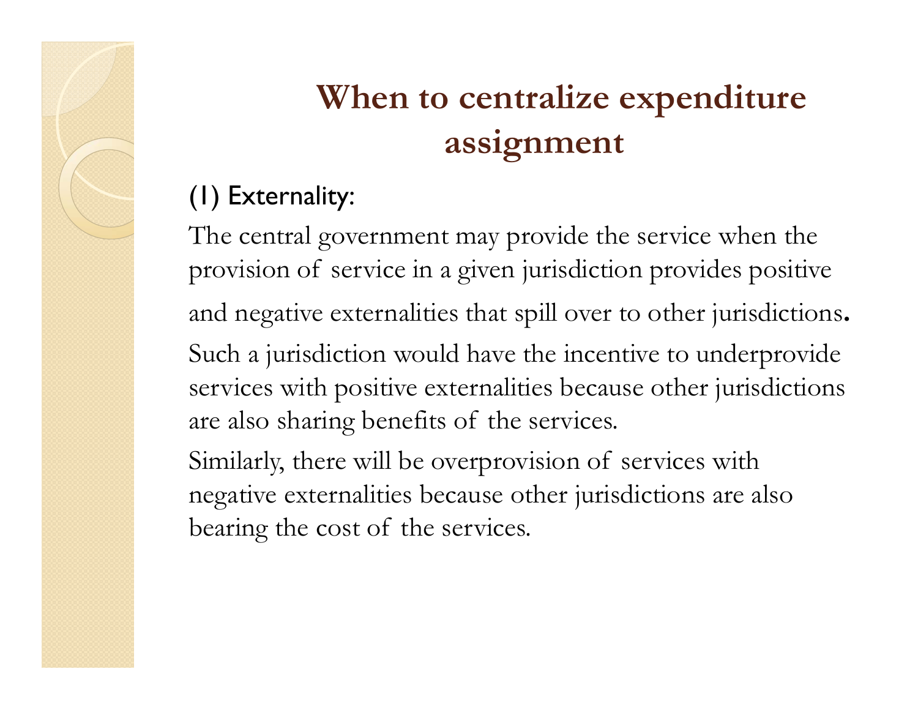# When to centralize expenditure assignment

(1) Externality:

The central government may provide the service when the provision of service in a given jurisdiction provides positive and negative externalities that spill over to other jurisdictions.

Such a jurisdiction would have the incentive to underprovide services with positive externalities because other jurisdictions are also sharing benefits of the services.

Similarly, there will be overprovision of services with negative externalities because other jurisdictions are also bearing the cost of the services.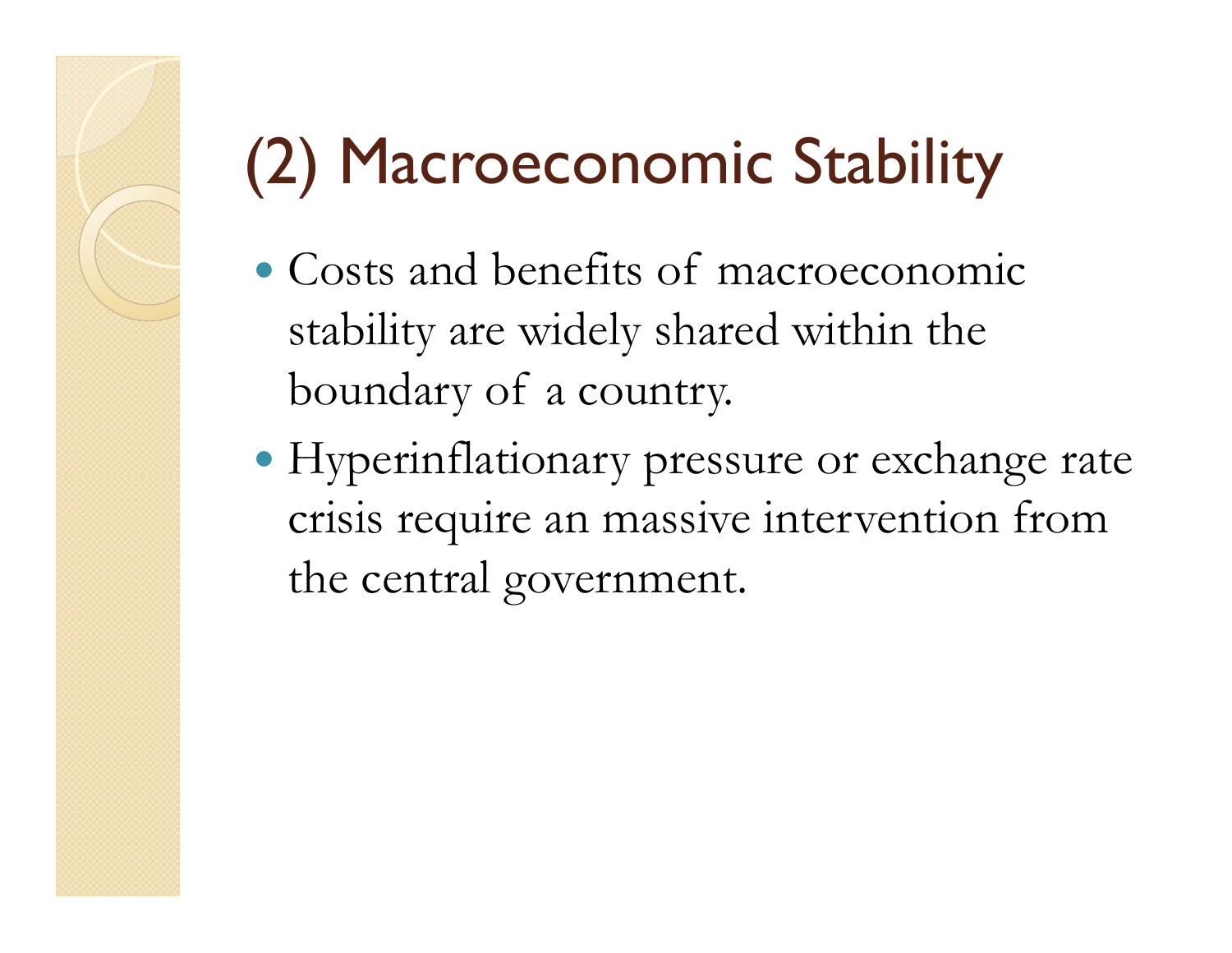# (2) Macroeconomic Stability

- Costs and benefits of macroeconomic stability are widely shared within the boundary of a country.
- Hyperinflationary pressure or exchange rate crisis require an massive intervention from the central government.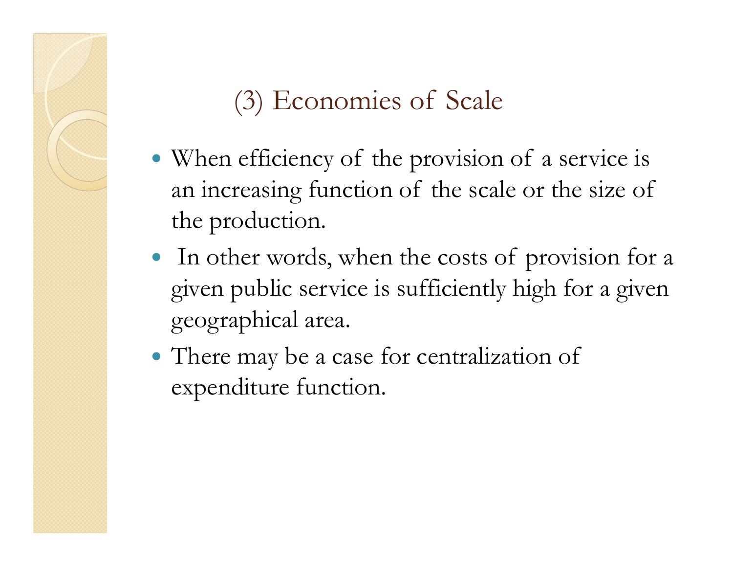## (3) Economies of Scale

- When efficiency of the provision of a service is an increasing function of the scale or the size of the production.
- In other words, when the costs of provision for a given public service is sufficiently high for a given geographical area.
- There may be a case for centralization of expenditure function.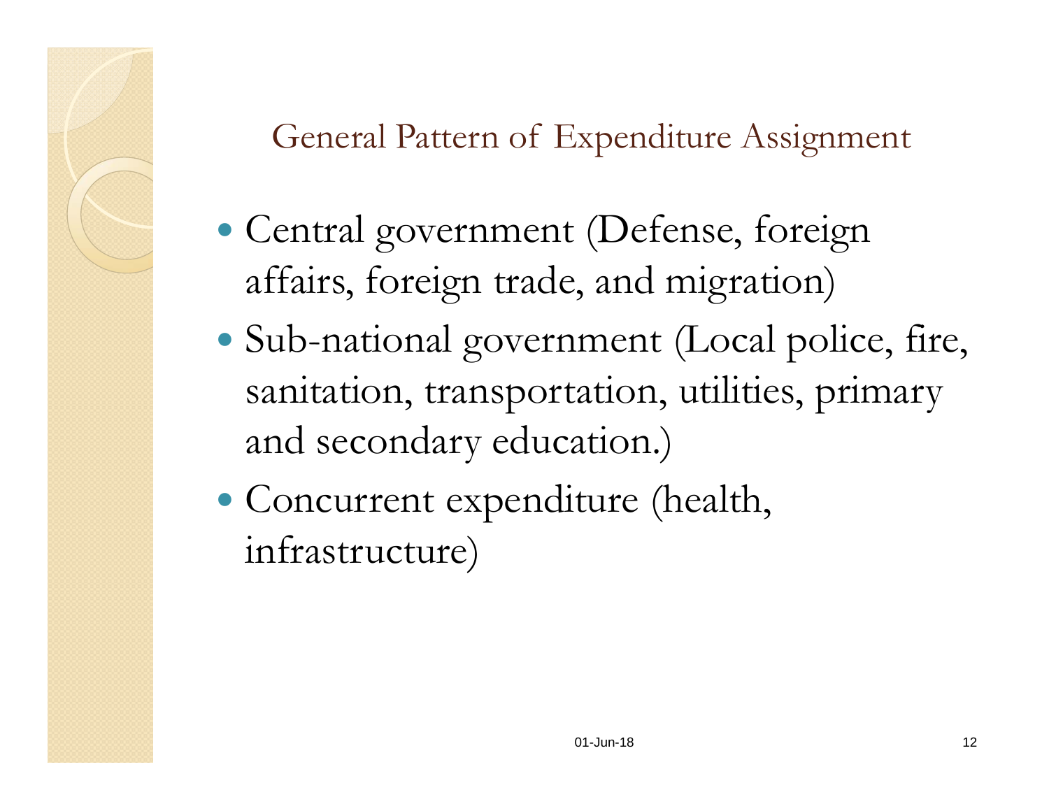## General Pattern of Expenditure Assignment

- Central government (Defense, foreign affairs, foreign trade, and migration)
- Sub-national government (Local police, fire, sanitation, transportation, utilities, primary and secondary education.)
- Concurrent expenditure (health, infrastructure)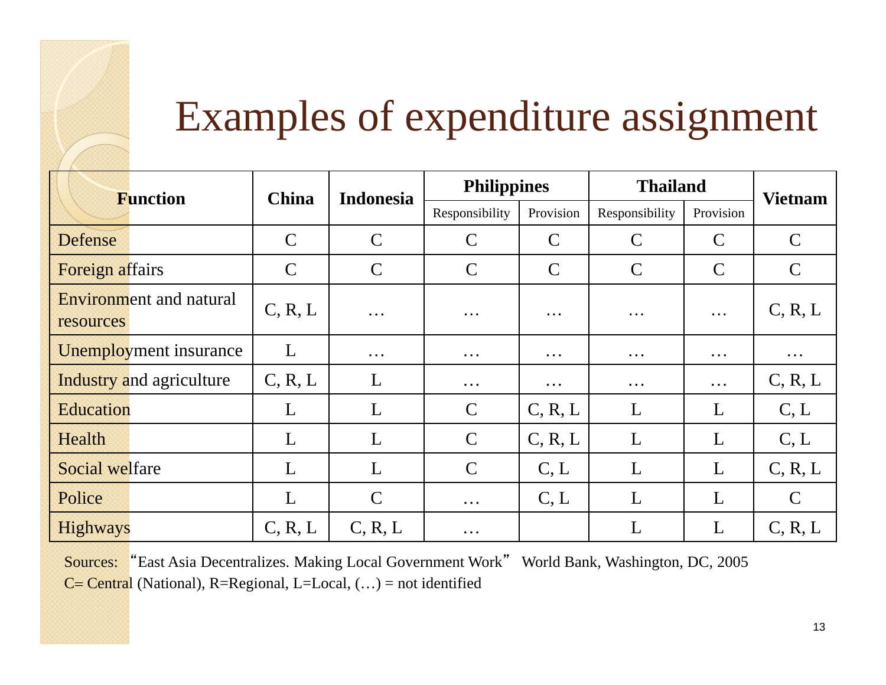# Examples of expenditure assignment

| Function | China | Indonesia | Philippines | | Thailand | | Vietnam |
|---|---|---|---|---|---|---|---|
| | | | Responsibility | Provision | Responsibility | Provision | |
| Defense | C | C | C | C | C | C | C |
| Foreign affairs | C | C | C | C | C | C | C |
| Environment and natural resources | C, R, L | … | … | … | … | … | C, R, L |
| Unemployment insurance | L | … | … | … | … | … | … |
| Industry and agriculture | C, R, L | L | … | … | … | … | C, R, L |
| Education | L | L | C | C, R, L | L | L | C, L |
| Health | L | L | C | C, R, L | L | L | C, L |
| Social welfare | L | L | C | C, L | L | L | C, R, L |
| Police | L | C | … | C, L | L | L | C |
| Highways | C, R, L | C, R, L | … | | L | L | C, R, L |

Sources: "East Asia Decentralizes. Making Local Government Work" World Bank, Washington, DC, 2005

C= Central (National), R=Regional, L=Local, (…) = not identified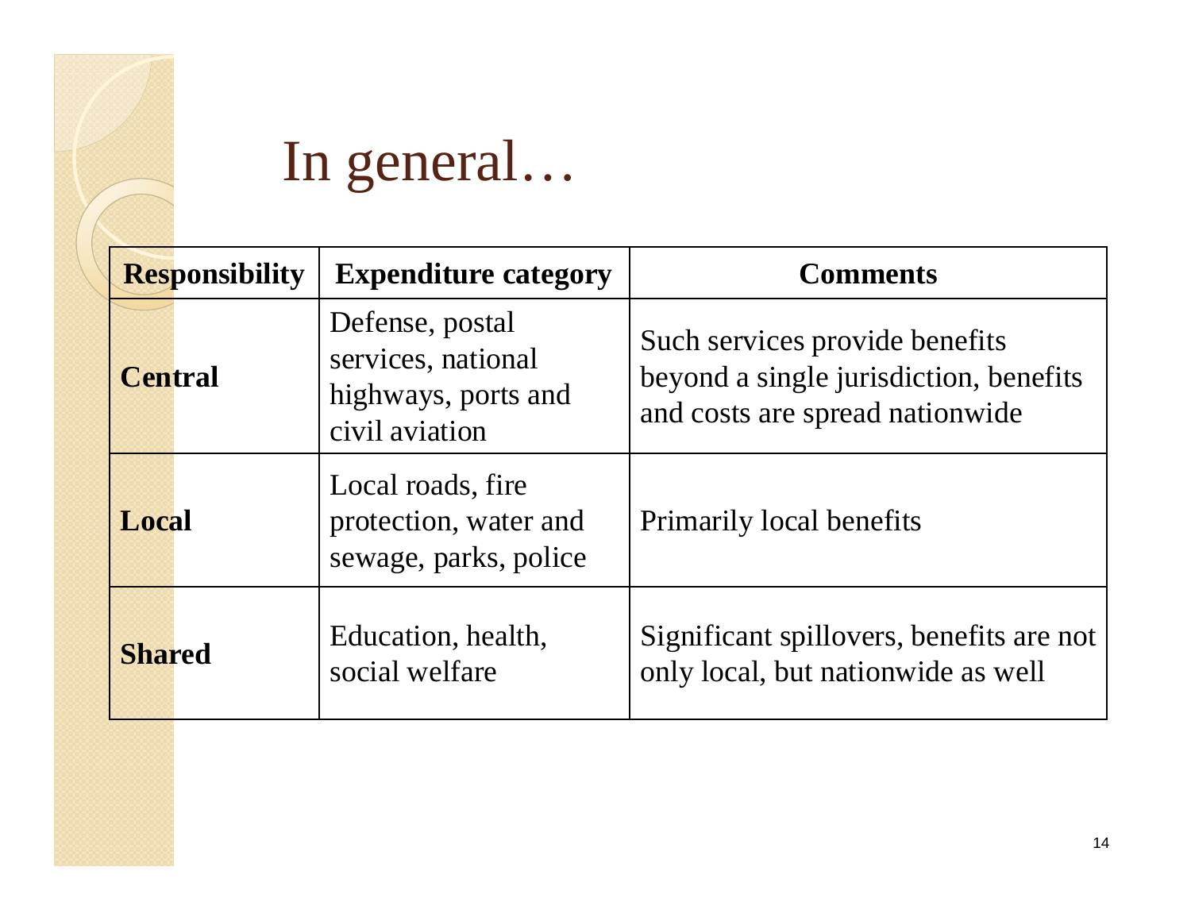# In general…

| Responsibility | Expenditure category | Comments |
|---|---|---|
| **Central** | Defense, postal services, national highways, ports and civil aviation | Such services provide benefits beyond a single jurisdiction, benefits and costs are spread nationwide |
| **Local** | Local roads, fire protection, water and sewage, parks, police | Primarily local benefits |
| **Shared** | Education, health, social welfare | Significant spillovers, benefits are not only local, but nationwide as well |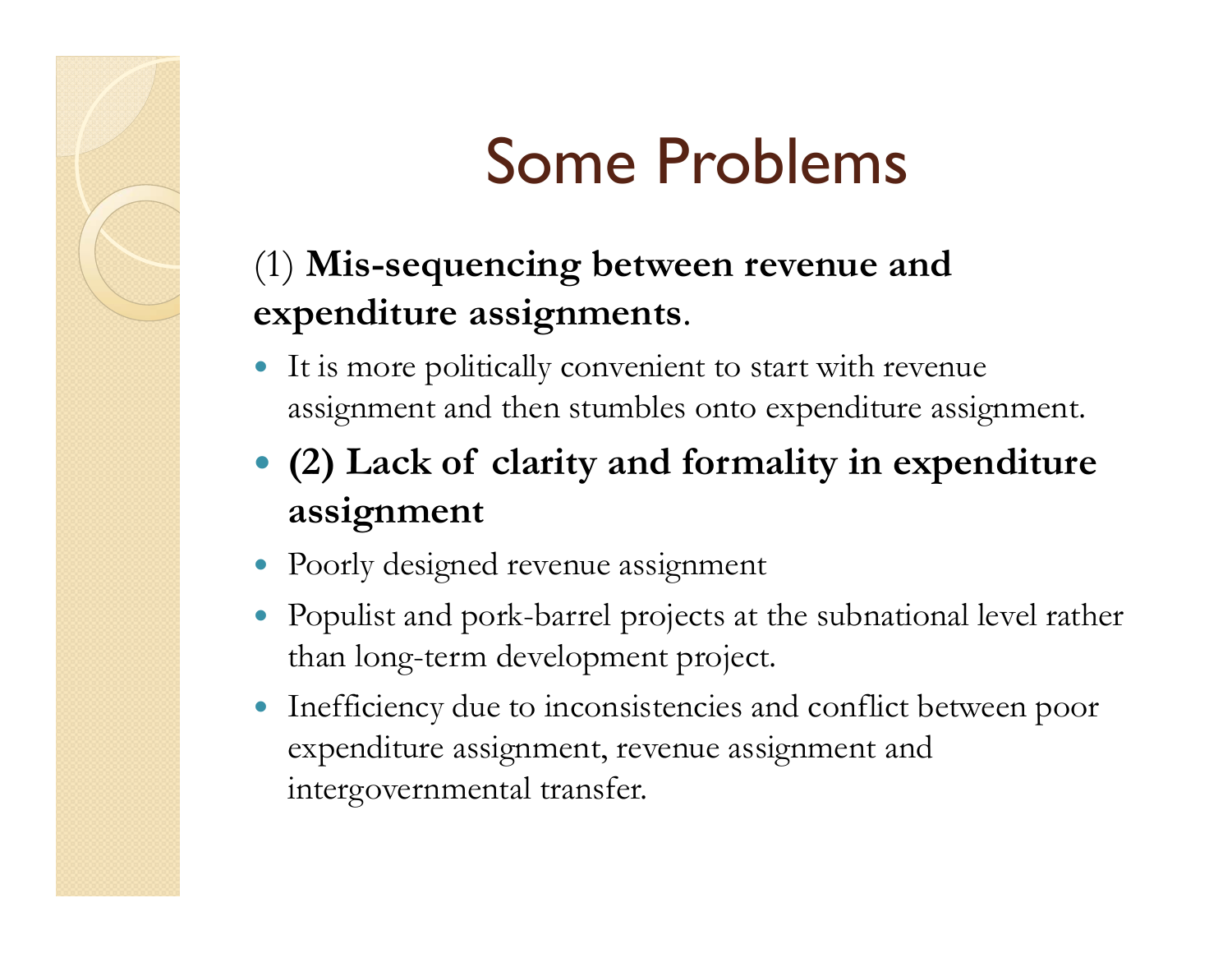# Some Problems

(1) **Mis-sequencing between revenue and expenditure assignments**.

- It is more politically convenient to start with revenue assignment and then stumbles onto expenditure assignment.
- **(2) Lack of clarity and formality in expenditure assignment**
- Poorly designed revenue assignment
- Populist and pork-barrel projects at the subnational level rather than long-term development project.
- Inefficiency due to inconsistencies and conflict between poor expenditure assignment, revenue assignment and intergovernmental transfer.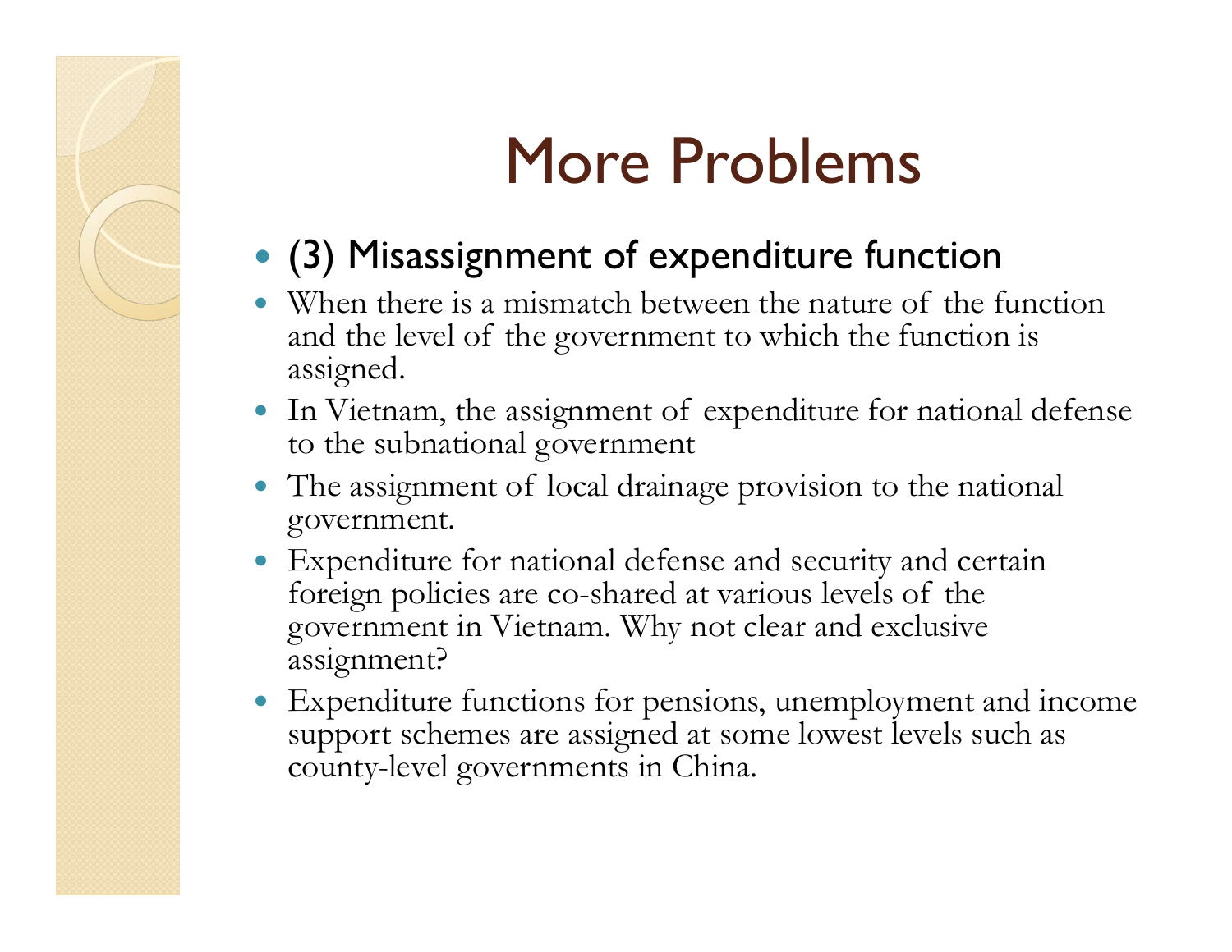# More Problems

- (3) Misassignment of expenditure function
- When there is a mismatch between the nature of the function and the level of the government to which the function is assigned.
- In Vietnam, the assignment of expenditure for national defense to the subnational government
- The assignment of local drainage provision to the national government.
- Expenditure for national defense and security and certain foreign policies are co-shared at various levels of the government in Vietnam. Why not clear and exclusive assignment?
- Expenditure functions for pensions, unemployment and income support schemes are assigned at some lowest levels such as county-level governments in China.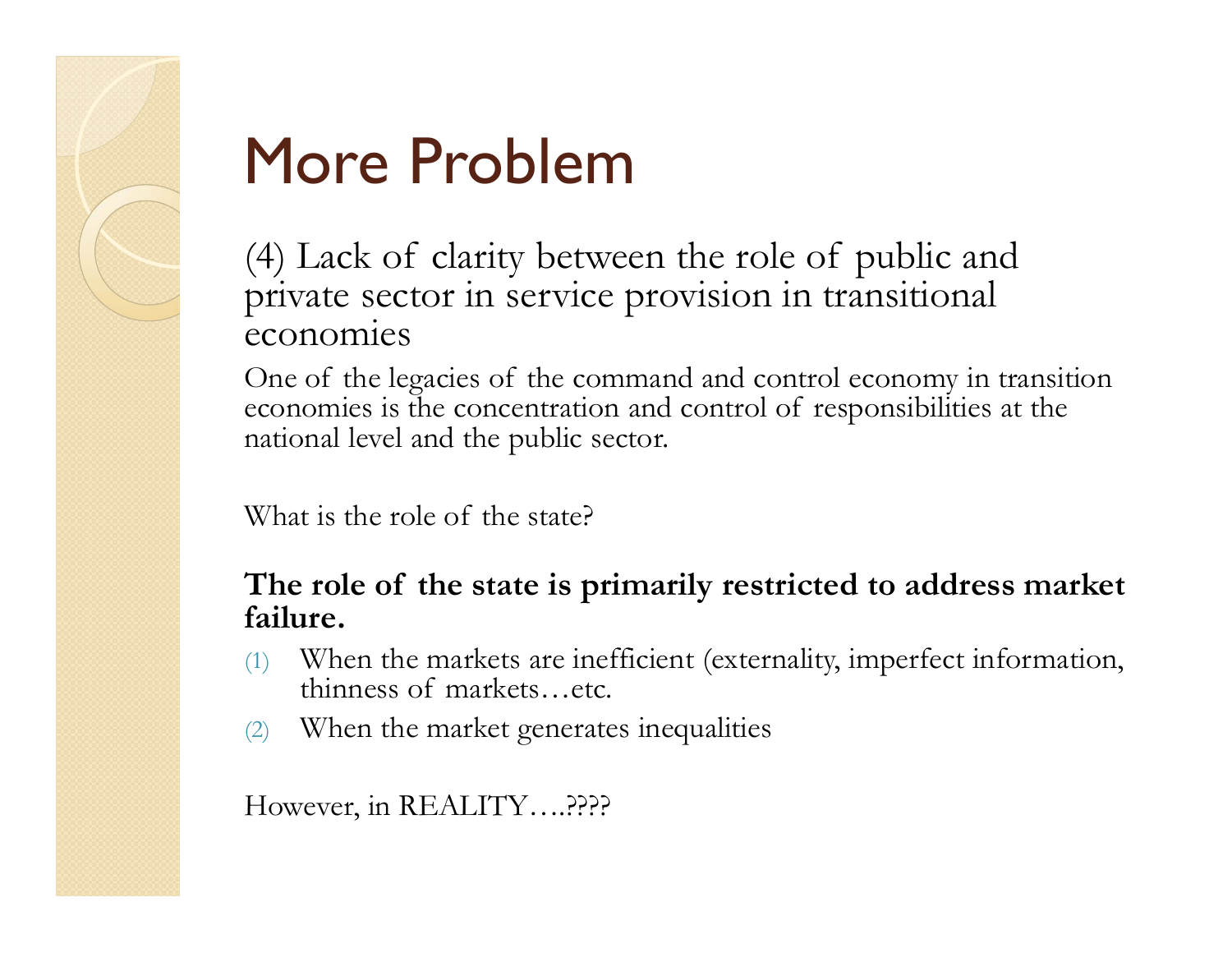# More Problem

(4) Lack of clarity between the role of public and private sector in service provision in transitional economies

One of the legacies of the command and control economy in transition economies is the concentration and control of responsibilities at the national level and the public sector.

What is the role of the state?

**The role of the state is primarily restricted to address market failure.**

1. When the markets are inefficient (externality, imperfect information, thinness of markets…etc.
2. When the market generates inequalities

However, in REALITY….????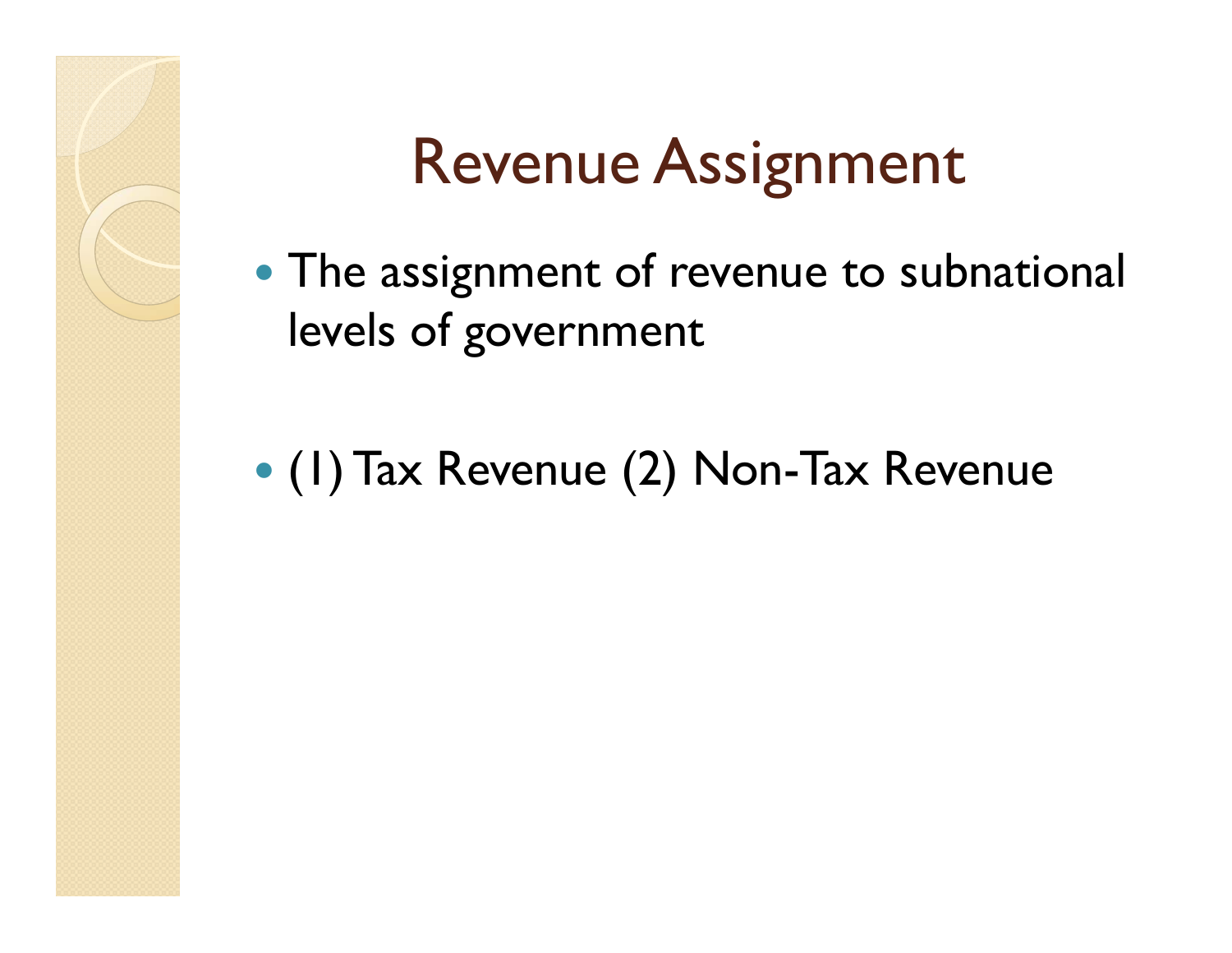# Revenue Assignment

- The assignment of revenue to subnational levels of government
- (1) Tax Revenue (2) Non-Tax Revenue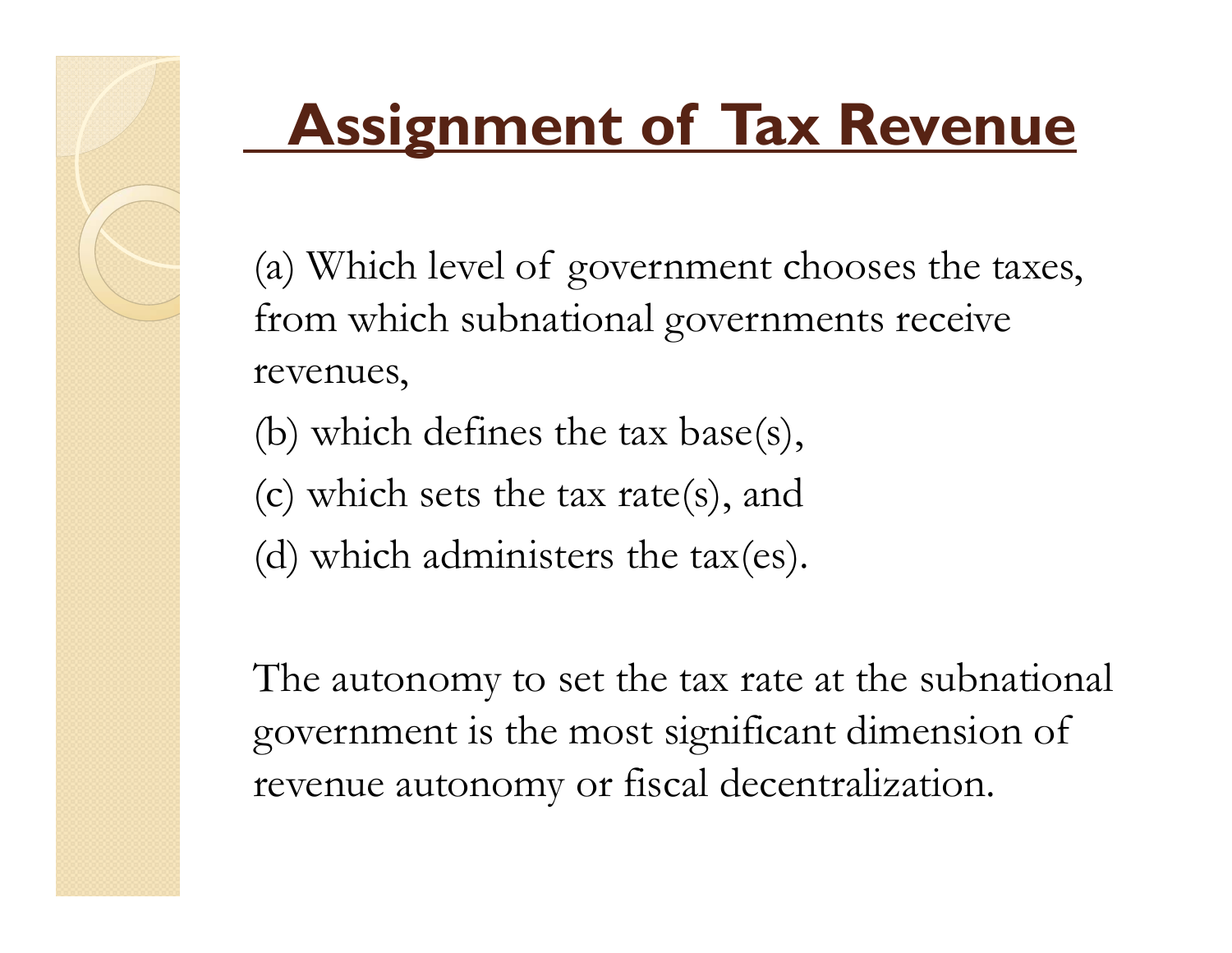# Assignment of Tax Revenue

(a) Which level of government chooses the taxes, from which subnational governments receive revenues,

(b) which defines the tax base(s),

(c) which sets the tax rate(s), and

(d) which administers the tax(es).

The autonomy to set the tax rate at the subnational government is the most significant dimension of revenue autonomy or fiscal decentralization.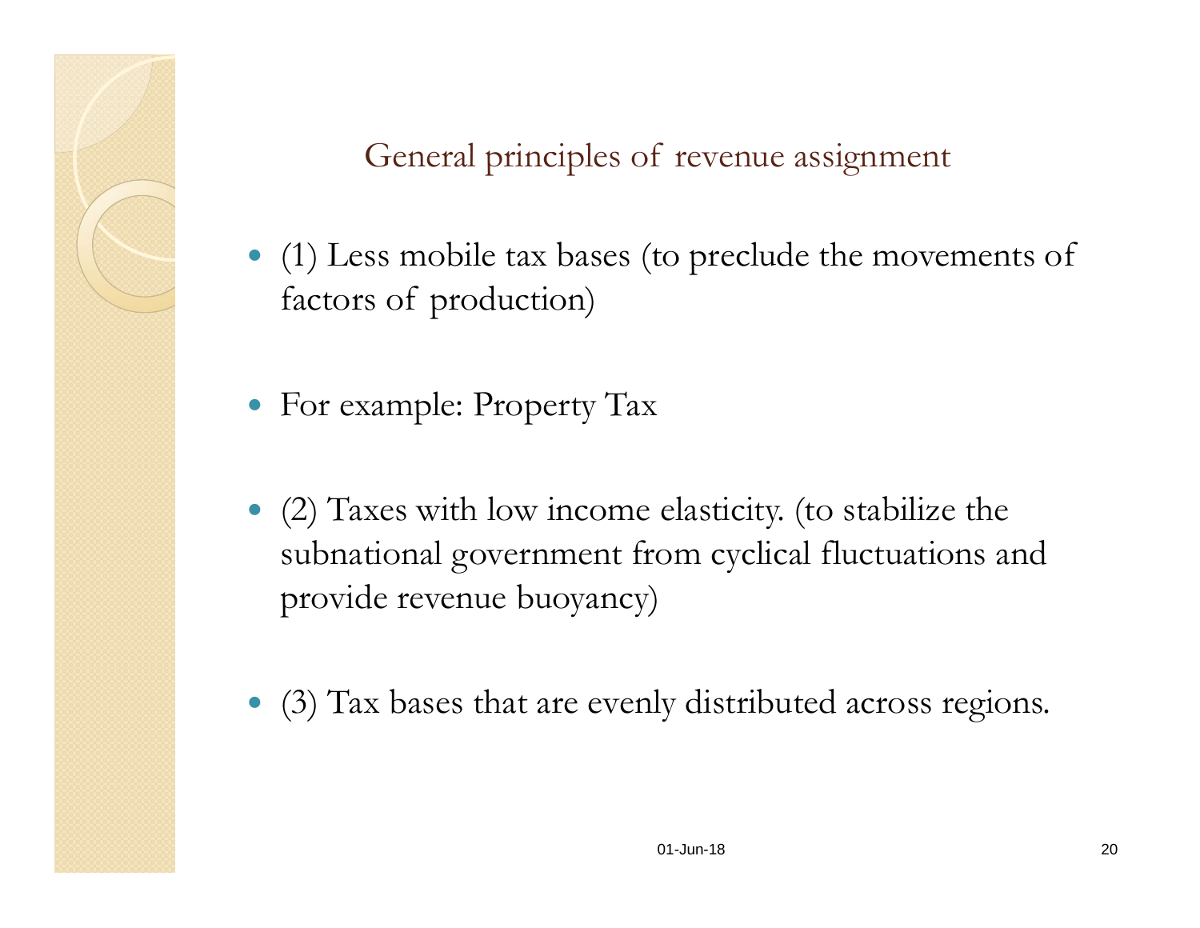## General principles of revenue assignment

- (1) Less mobile tax bases (to preclude the movements of factors of production)
- For example: Property Tax
- (2) Taxes with low income elasticity. (to stabilize the subnational government from cyclical fluctuations and provide revenue buoyancy)
- (3) Tax bases that are evenly distributed across regions.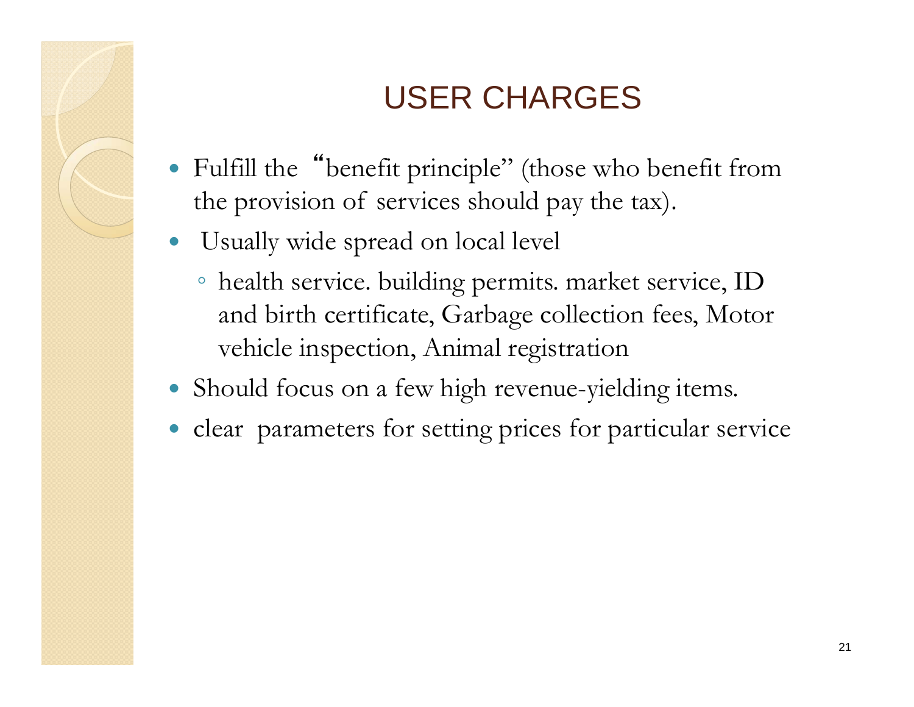# USER CHARGES

- Fulfill the "benefit principle" (those who benefit from the provision of services should pay the tax).
- Usually wide spread on local level
  - health service. building permits. market service, ID and birth certificate, Garbage collection fees, Motor vehicle inspection, Animal registration
- Should focus on a few high revenue-yielding items.
- clear parameters for setting prices for particular service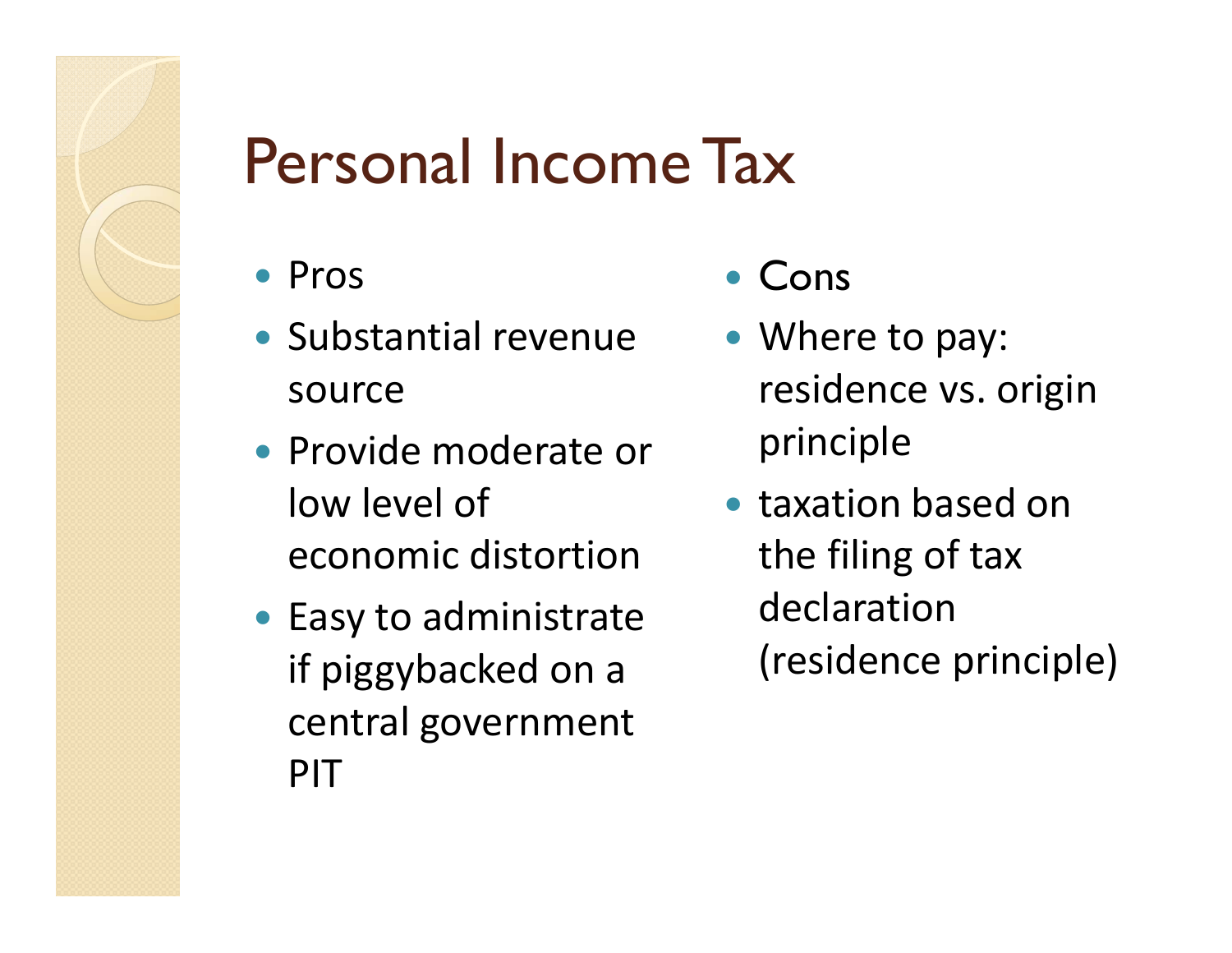# Personal Income Tax

- Pros
- Substantial revenue source
- Provide moderate or low level of economic distortion
- Easy to administrate if piggybacked on a central government PIT

- Cons
- Where to pay: residence vs. origin principle
- taxation based on the filing of tax declaration (residence principle)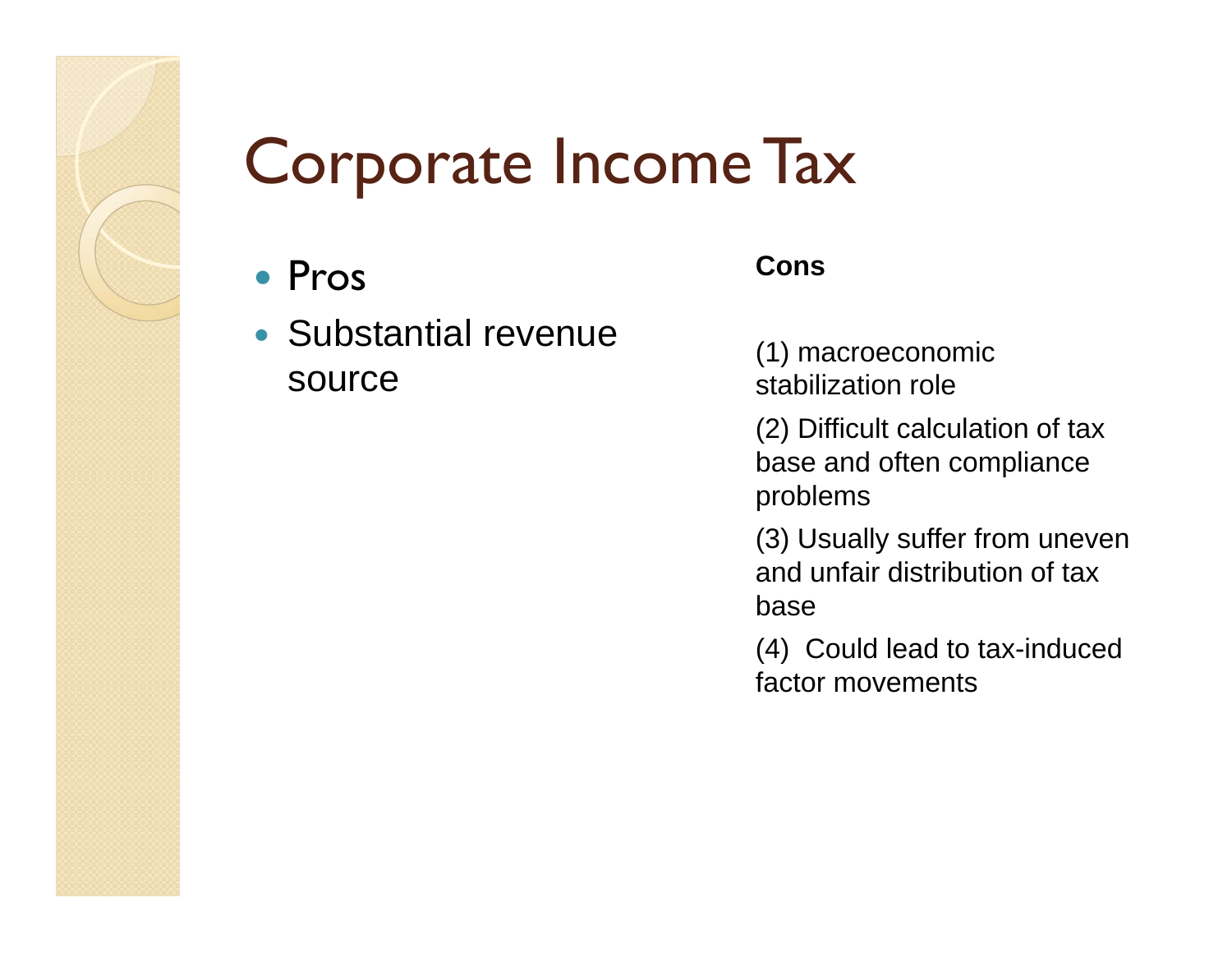# Corporate Income Tax

- Pros
- Substantial revenue source

**Cons**

(1) macroeconomic stabilization role

(2) Difficult calculation of tax base and often compliance problems

(3) Usually suffer from uneven and unfair distribution of tax base

(4) Could lead to tax-induced factor movements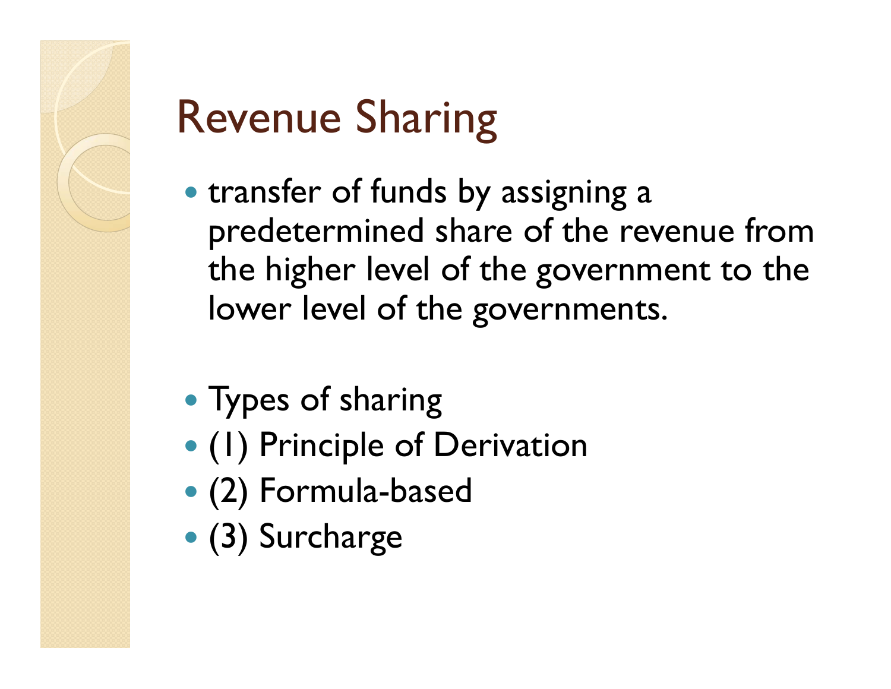# Revenue Sharing

- transfer of funds by assigning a predetermined share of the revenue from the higher level of the government to the lower level of the governments.

- Types of sharing
- (1) Principle of Derivation
- (2) Formula-based
- (3) Surcharge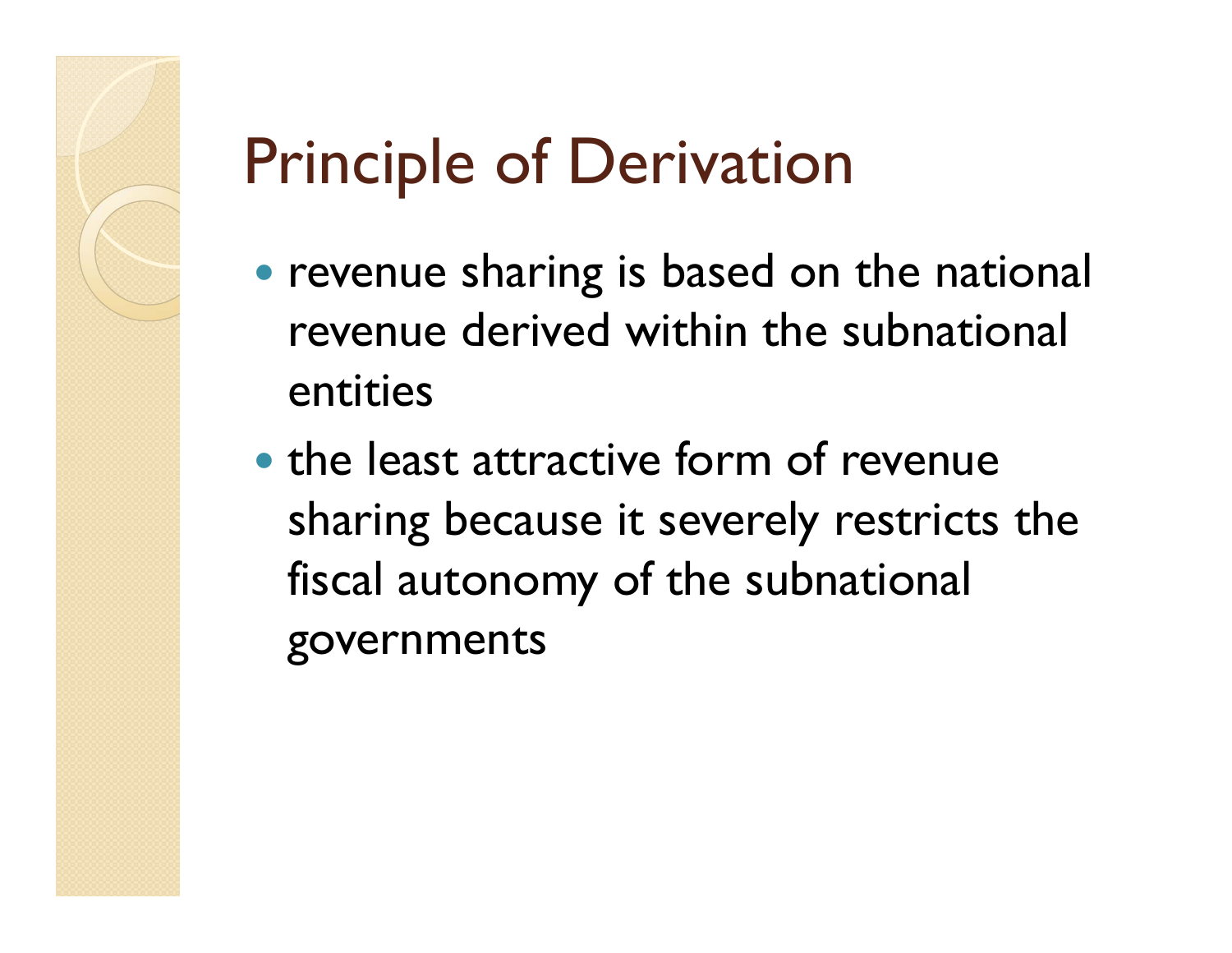# Principle of Derivation

- revenue sharing is based on the national revenue derived within the subnational entities
- the least attractive form of revenue sharing because it severely restricts the fiscal autonomy of the subnational governments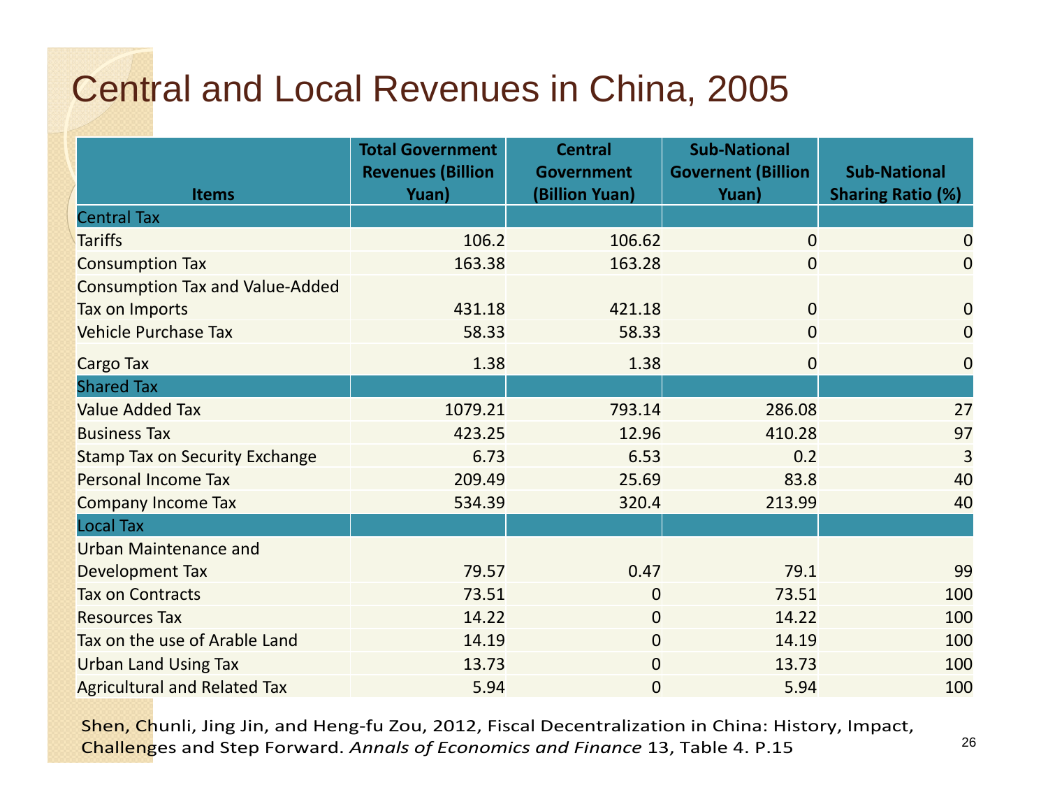# Central and Local Revenues in China, 2005

| Items | Total Government Revenues (Billion Yuan) | Central Government (Billion Yuan) | Sub-National Governent (Billion Yuan) | Sub-National Sharing Ratio (%) |
|---|---|---|---|---|
| Central Tax | | | | |
| Tariffs | 106.2 | 106.62 | 0 | 0 |
| Consumption Tax | 163.38 | 163.28 | 0 | 0 |
| Consumption Tax and Value-Added Tax on Imports | 431.18 | 421.18 | 0 | 0 |
| Vehicle Purchase Tax | 58.33 | 58.33 | 0 | 0 |
| Cargo Tax | 1.38 | 1.38 | 0 | 0 |
| Shared Tax | | | | |
| Value Added Tax | 1079.21 | 793.14 | 286.08 | 27 |
| Business Tax | 423.25 | 12.96 | 410.28 | 97 |
| Stamp Tax on Security Exchange | 6.73 | 6.53 | 0.2 | 3 |
| Personal Income Tax | 209.49 | 25.69 | 83.8 | 40 |
| Company Income Tax | 534.39 | 320.4 | 213.99 | 40 |
| Local Tax | | | | |
| Urban Maintenance and Development Tax | 79.57 | 0.47 | 79.1 | 99 |
| Tax on Contracts | 73.51 | 0 | 73.51 | 100 |
| Resources Tax | 14.22 | 0 | 14.22 | 100 |
| Tax on the use of Arable Land | 14.19 | 0 | 14.19 | 100 |
| Urban Land Using Tax | 13.73 | 0 | 13.73 | 100 |
| Agricultural and Related Tax | 5.94 | 0 | 5.94 | 100 |

Shen, Chunli, Jing Jin, and Heng-fu Zou, 2012, Fiscal Decentralization in China: History, Impact, Challenges and Step Forward. *Annals of Economics and Finance* 13, Table 4. P.15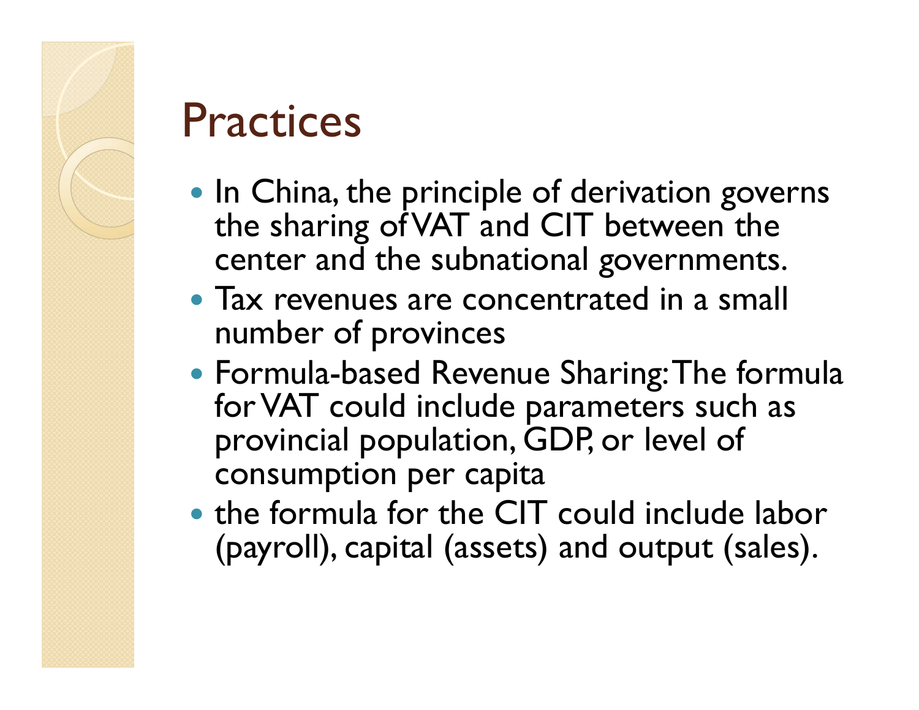# Practices

- In China, the principle of derivation governs the sharing of VAT and CIT between the center and the subnational governments.
- Tax revenues are concentrated in a small number of provinces
- Formula-based Revenue Sharing: The formula for VAT could include parameters such as provincial population, GDP, or level of consumption per capita
- the formula for the CIT could include labor (payroll), capital (assets) and output (sales).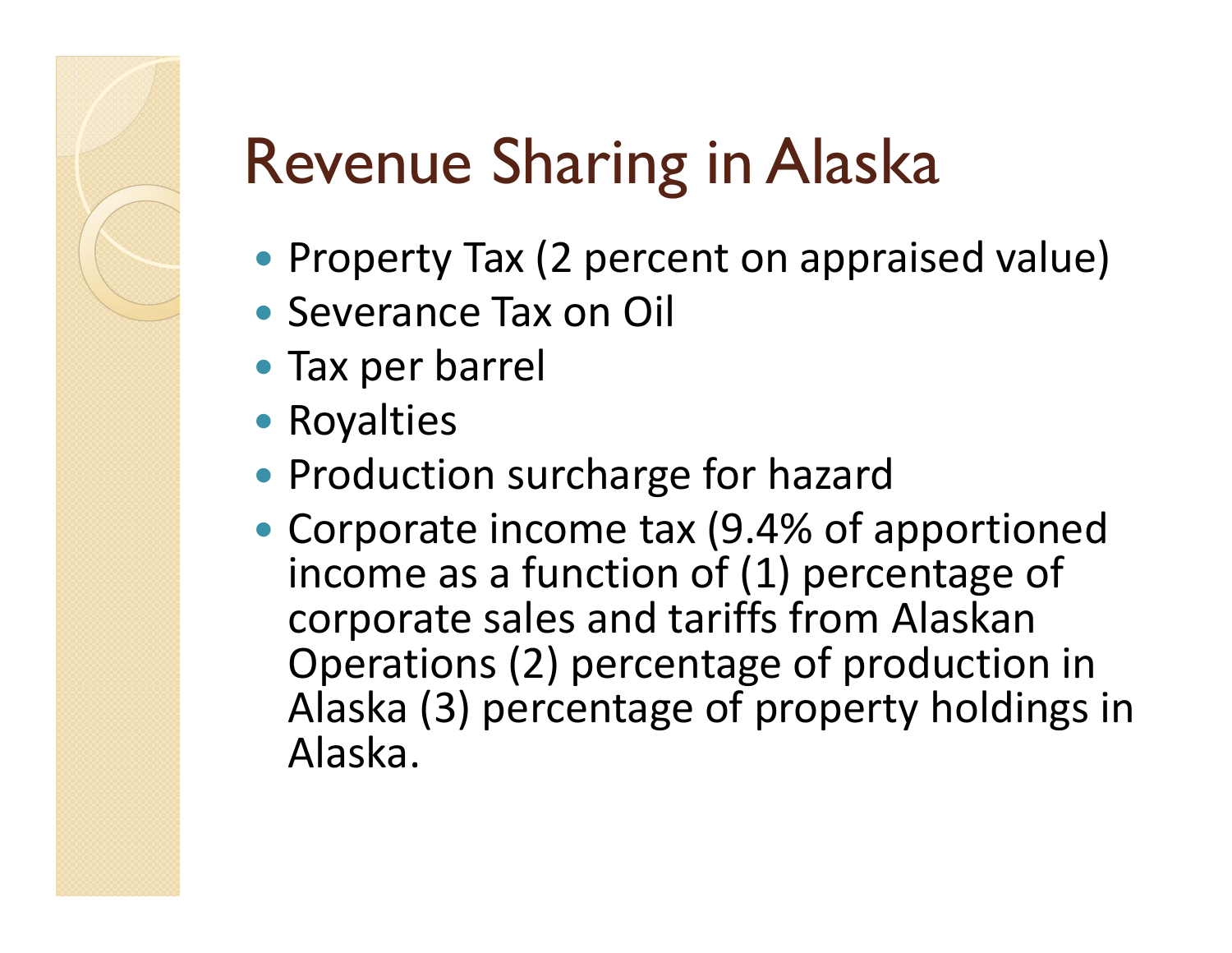# Revenue Sharing in Alaska

- Property Tax (2 percent on appraised value)
- Severance Tax on Oil
- Tax per barrel
- Royalties
- Production surcharge for hazard
- Corporate income tax (9.4% of apportioned income as a function of (1) percentage of corporate sales and tariffs from Alaskan Operations (2) percentage of production in Alaska (3) percentage of property holdings in Alaska.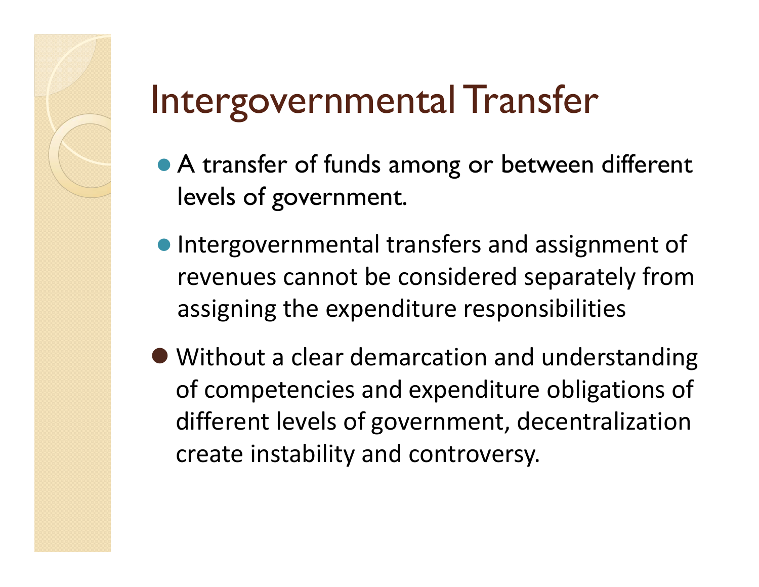# Intergovernmental Transfer

- A transfer of funds among or between different levels of government.
- Intergovernmental transfers and assignment of revenues cannot be considered separately from assigning the expenditure responsibilities
- Without a clear demarcation and understanding of competencies and expenditure obligations of different levels of government, decentralization create instability and controversy.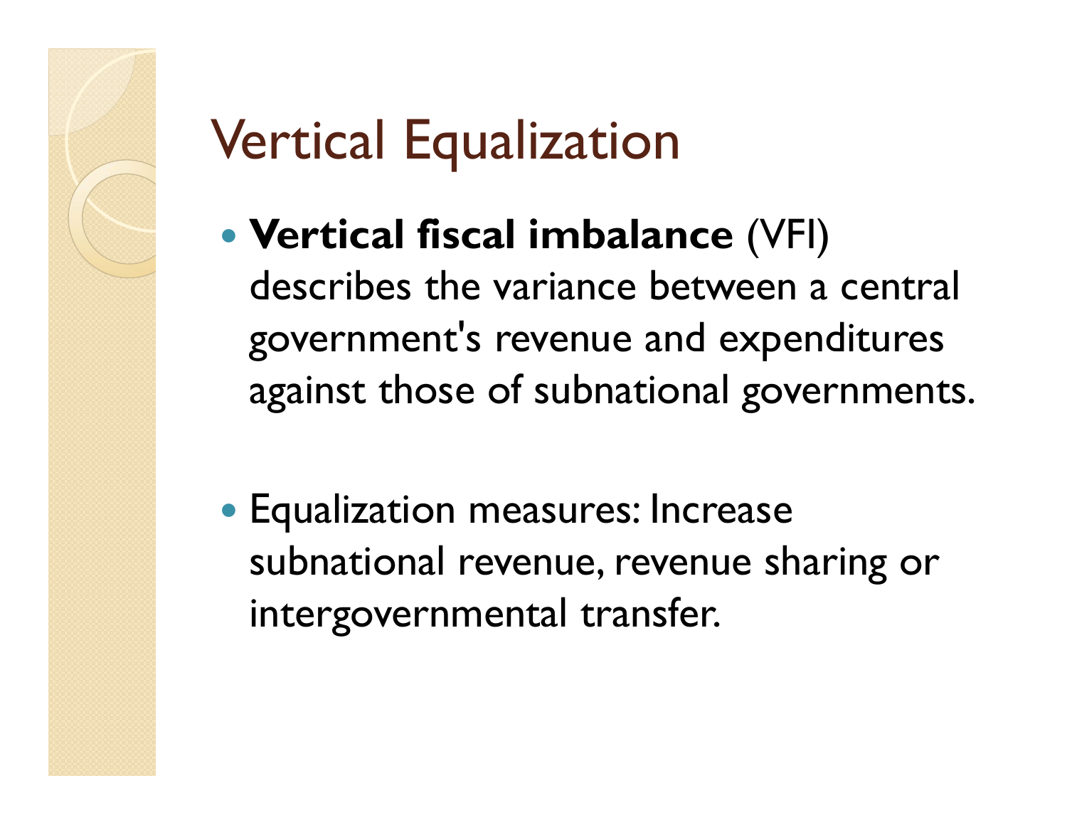# Vertical Equalization

- **Vertical fiscal imbalance** (VFI) describes the variance between a central government's revenue and expenditures against those of subnational governments.

- Equalization measures: Increase subnational revenue, revenue sharing or intergovernmental transfer.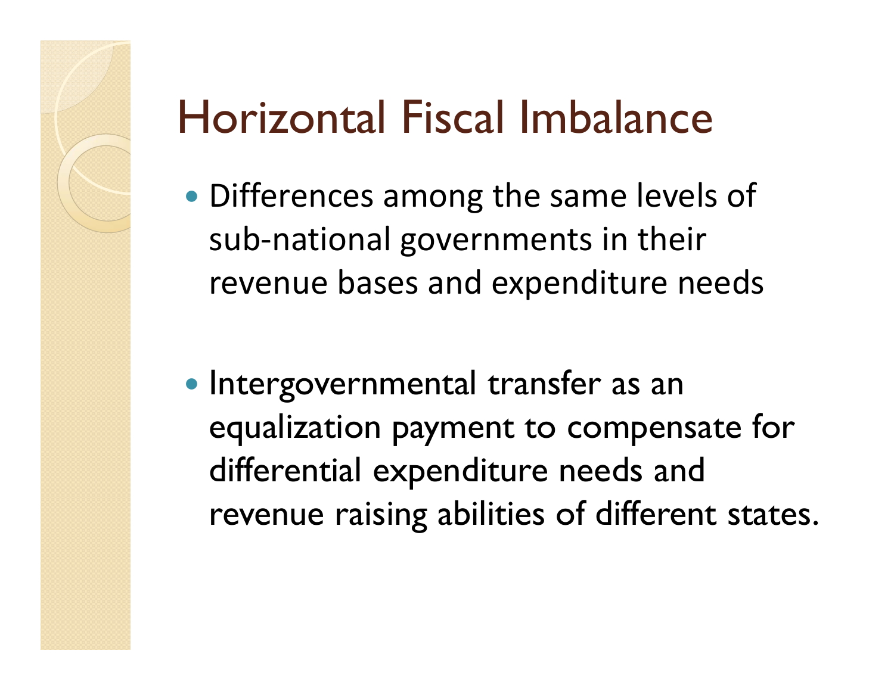# Horizontal Fiscal Imbalance

- Differences among the same levels of sub-national governments in their revenue bases and expenditure needs

- Intergovernmental transfer as an equalization payment to compensate for differential expenditure needs and revenue raising abilities of different states.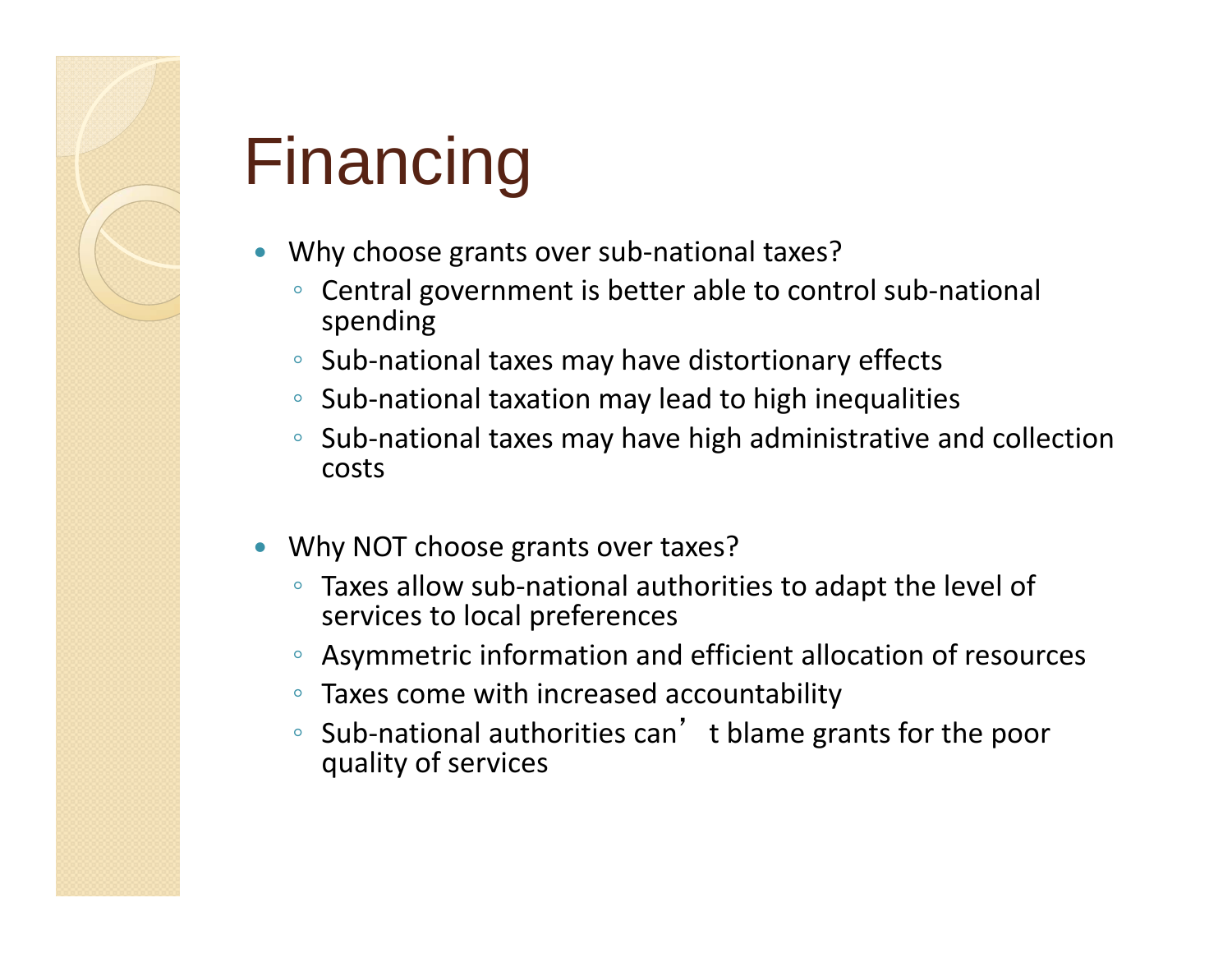# Financing

- Why choose grants over sub-national taxes?
  - Central government is better able to control sub-national spending
  - Sub-national taxes may have distortionary effects
  - Sub-national taxation may lead to high inequalities
  - Sub-national taxes may have high administrative and collection costs

- Why NOT choose grants over taxes?
  - Taxes allow sub-national authorities to adapt the level of services to local preferences
  - Asymmetric information and efficient allocation of resources
  - Taxes come with increased accountability
  - Sub-national authorities can't blame grants for the poor quality of services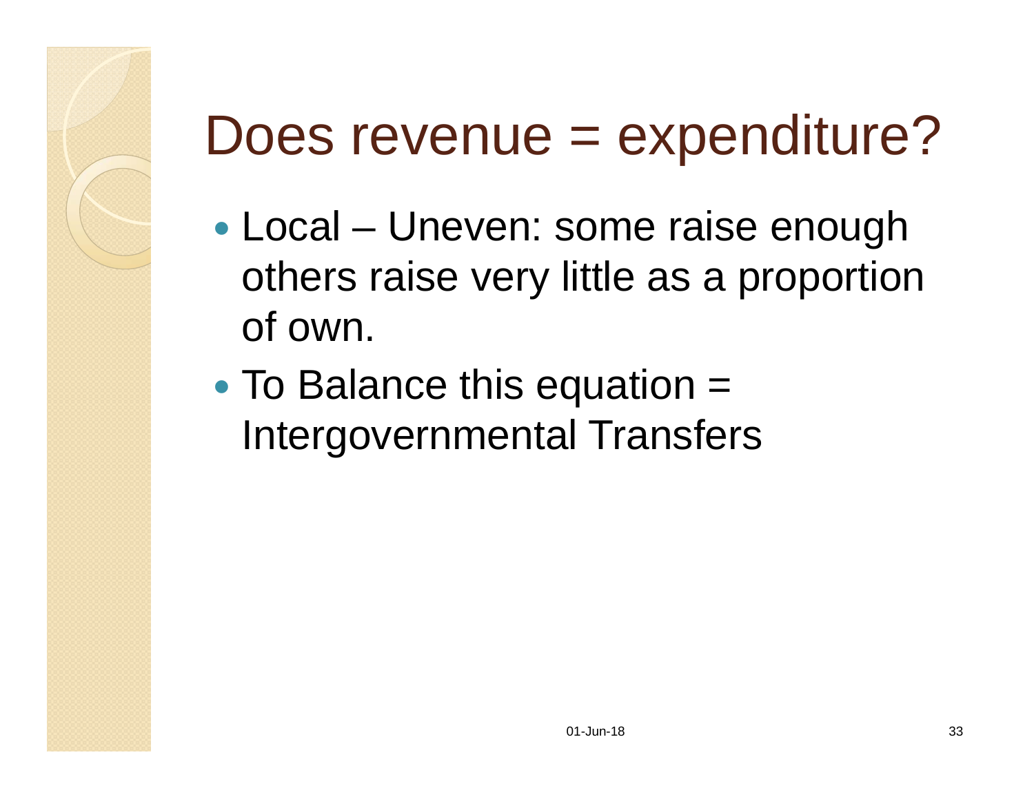# Does revenue = expenditure?

- Local – Uneven: some raise enough others raise very little as a proportion of own.
- To Balance this equation = Intergovernmental Transfers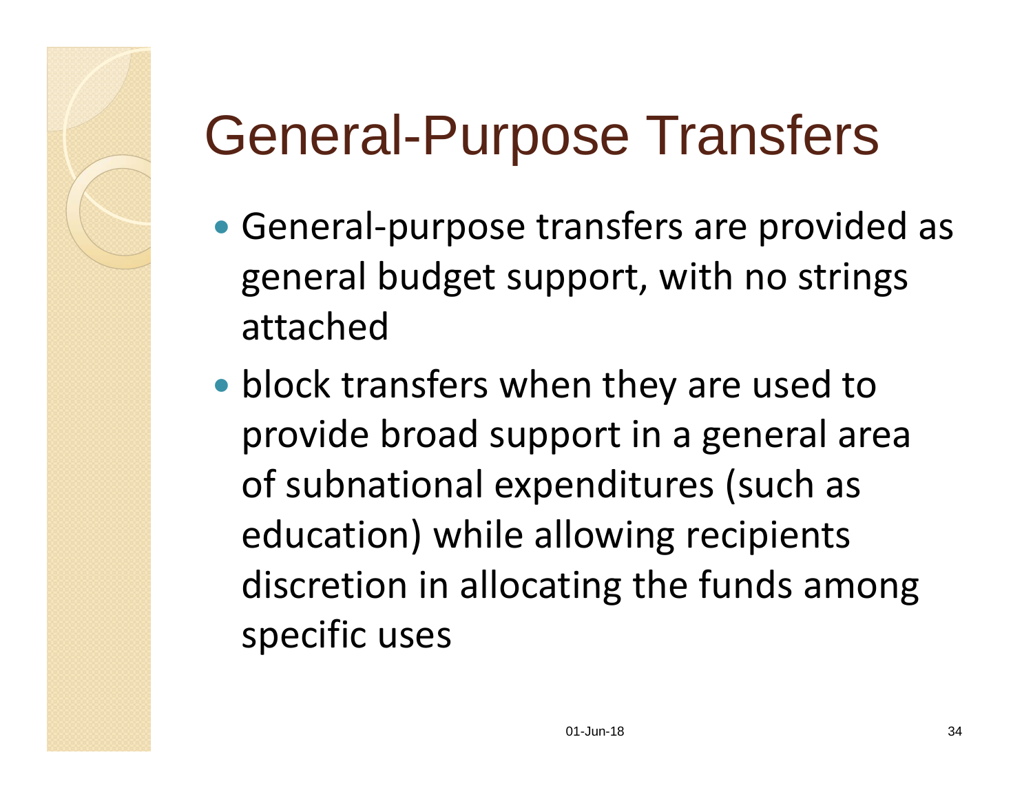# General-Purpose Transfers

- General-purpose transfers are provided as general budget support, with no strings attached
- block transfers when they are used to provide broad support in a general area of subnational expenditures (such as education) while allowing recipients discretion in allocating the funds among specific uses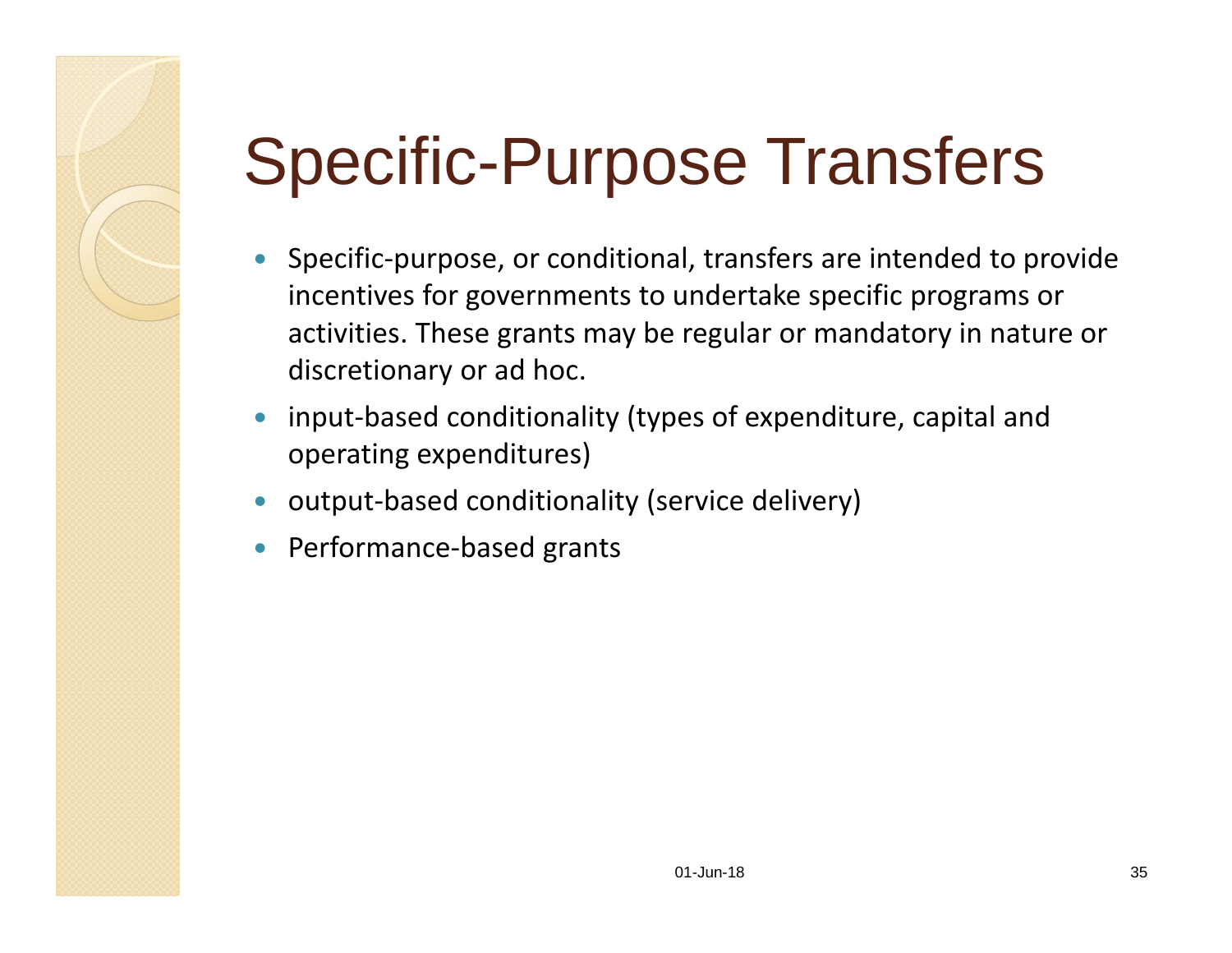# Specific-Purpose Transfers

- Specific-purpose, or conditional, transfers are intended to provide incentives for governments to undertake specific programs or activities. These grants may be regular or mandatory in nature or discretionary or ad hoc.
- input-based conditionality (types of expenditure, capital and operating expenditures)
- output-based conditionality (service delivery)
- Performance-based grants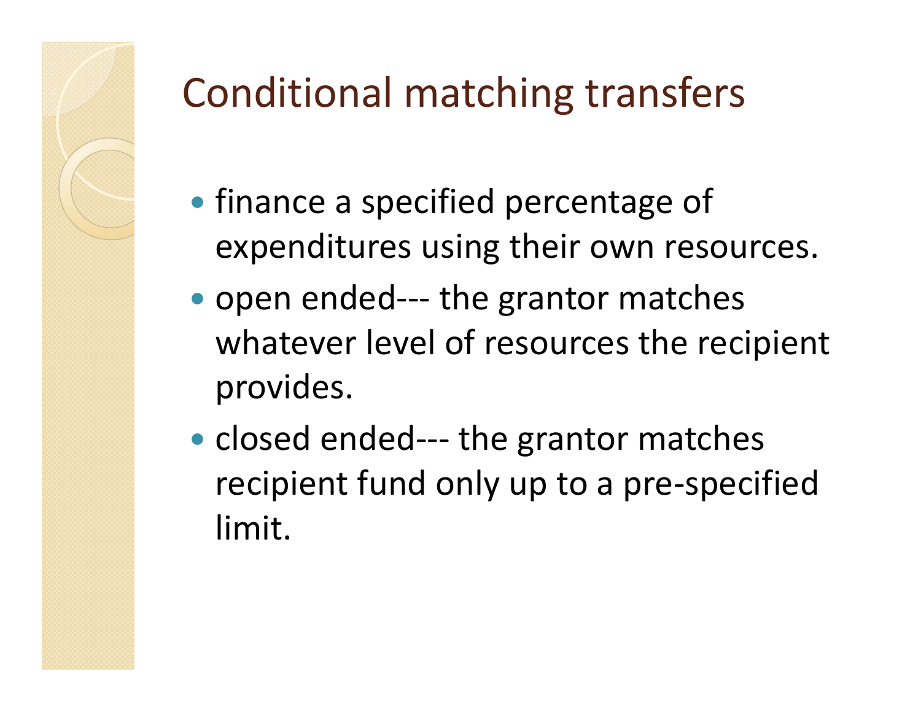# Conditional matching transfers

- finance a specified percentage of expenditures using their own resources.
- open ended--- the grantor matches whatever level of resources the recipient provides.
- closed ended--- the grantor matches recipient fund only up to a pre-specified limit.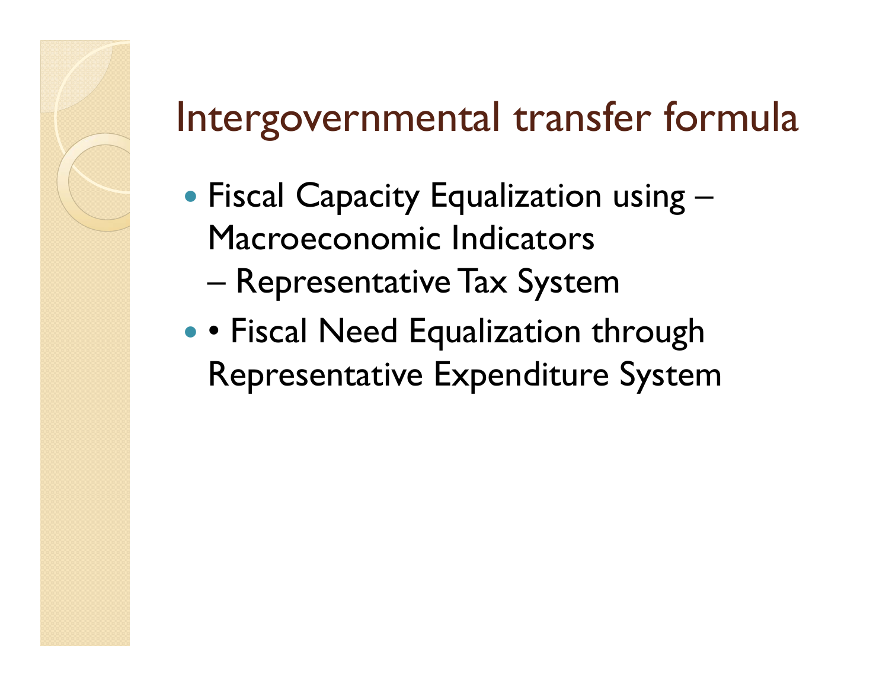# Intergovernmental transfer formula

- Fiscal Capacity Equalization using – Macroeconomic Indicators
  – Representative Tax System
- • Fiscal Need Equalization through Representative Expenditure System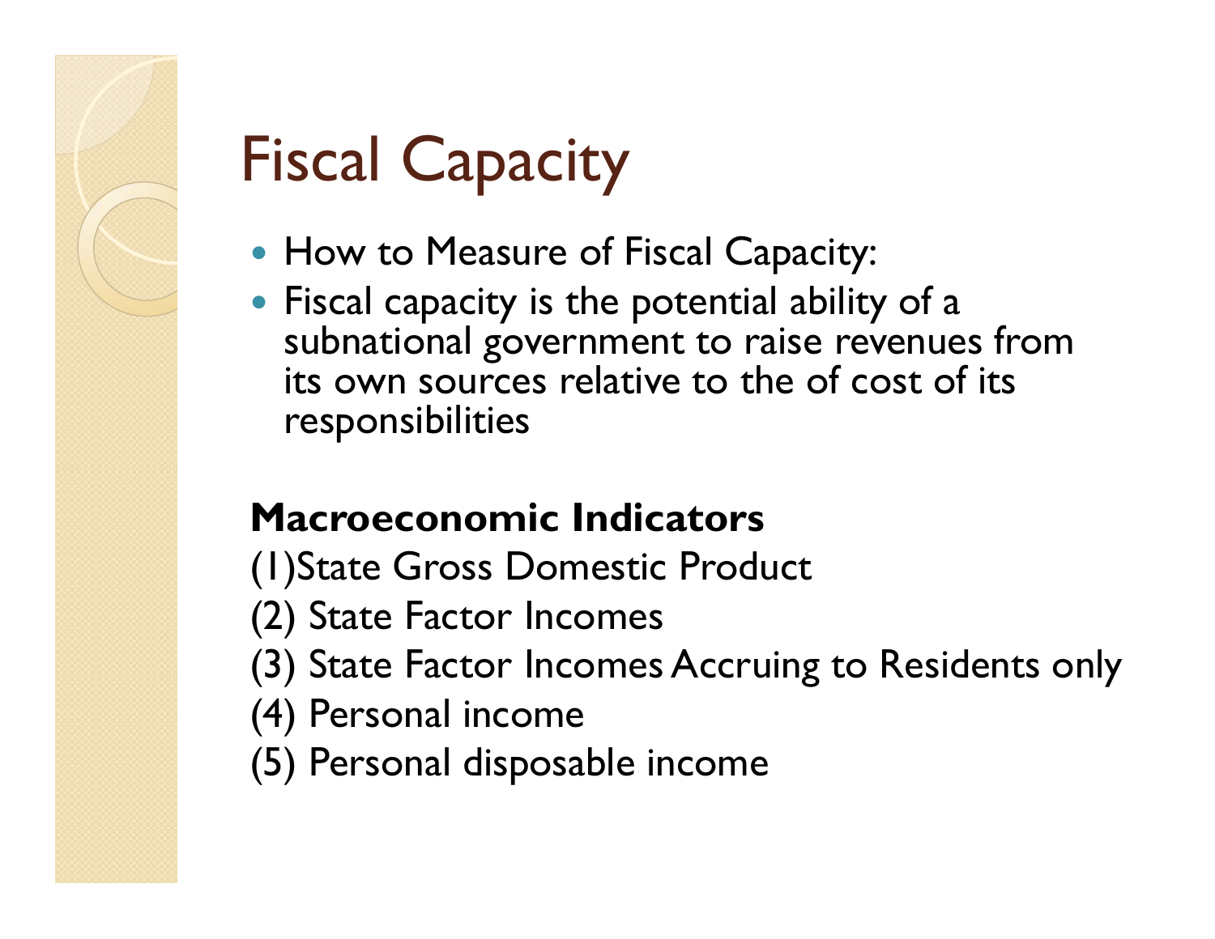# Fiscal Capacity

- How to Measure of Fiscal Capacity:
- Fiscal capacity is the potential ability of a subnational government to raise revenues from its own sources relative to the of cost of its responsibilities

**Macroeconomic Indicators**

(1)State Gross Domestic Product

(2) State Factor Incomes

(3) State Factor Incomes Accruing to Residents only

(4) Personal income

(5) Personal disposable income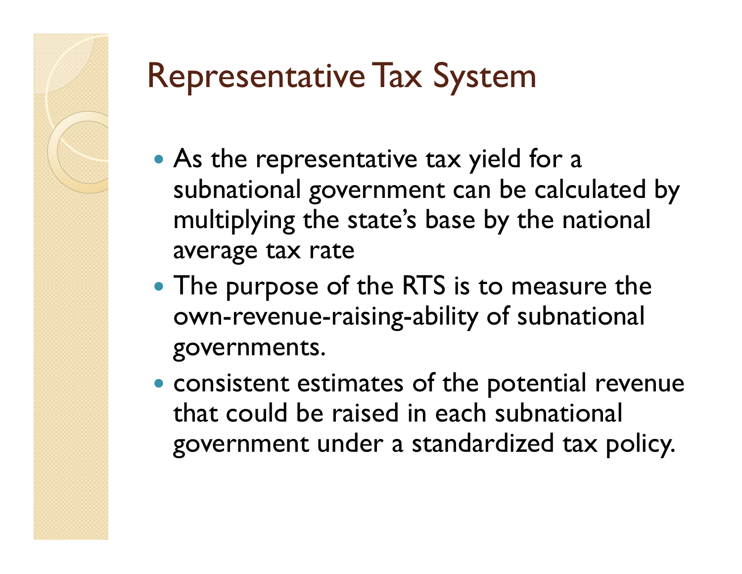# Representative Tax System

- As the representative tax yield for a subnational government can be calculated by multiplying the state's base by the national average tax rate
- The purpose of the RTS is to measure the own-revenue-raising-ability of subnational governments.
- consistent estimates of the potential revenue that could be raised in each subnational government under a standardized tax policy.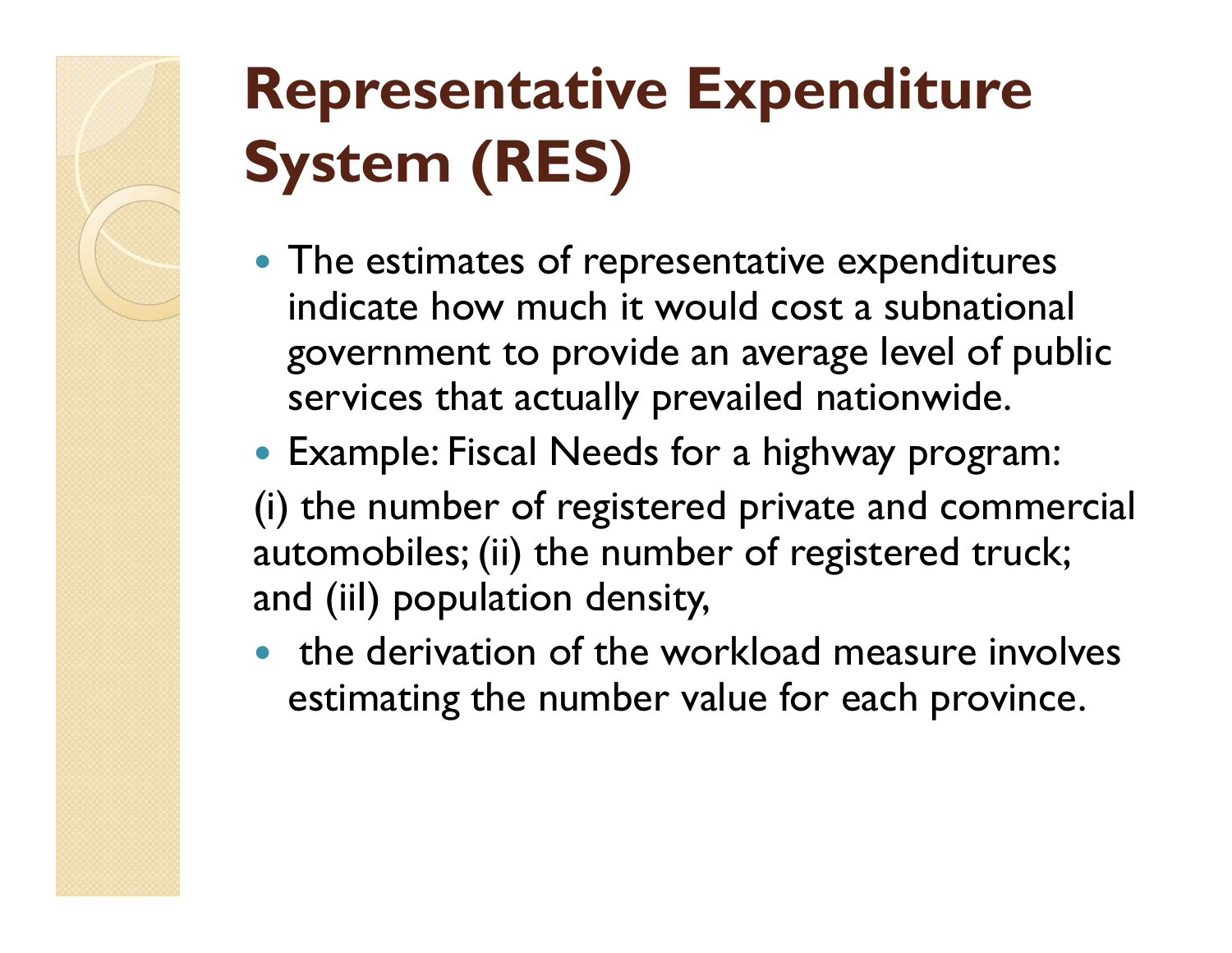# Representative Expenditure System (RES)

- The estimates of representative expenditures indicate how much it would cost a subnational government to provide an average level of public services that actually prevailed nationwide.
- Example: Fiscal Needs for a highway program:

(i) the number of registered private and commercial automobiles; (ii) the number of registered truck; and (iil) population density,

- the derivation of the workload measure involves estimating the number value for each province.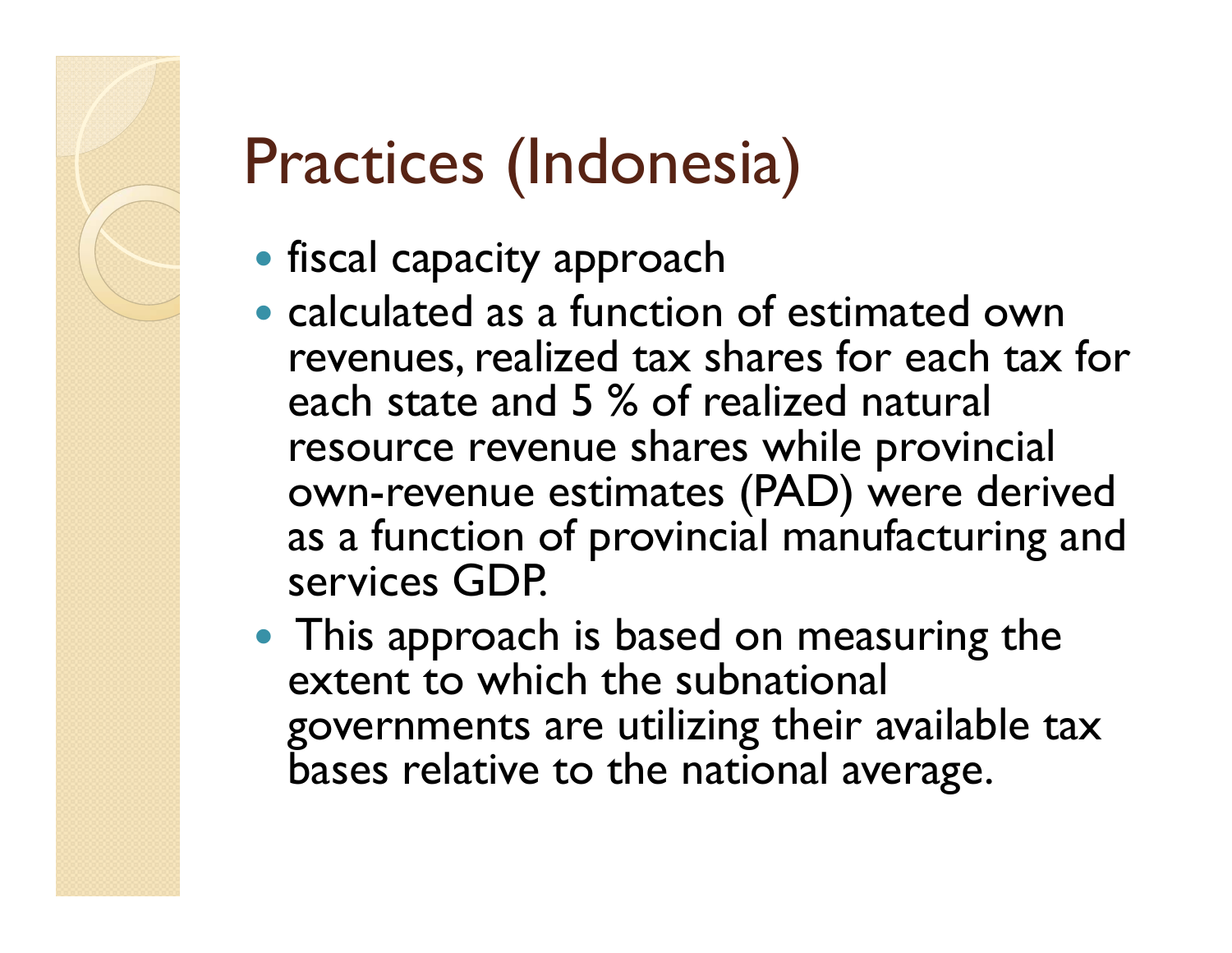# Practices (Indonesia)

- fiscal capacity approach
- calculated as a function of estimated own revenues, realized tax shares for each tax for each state and 5 % of realized natural resource revenue shares while provincial own-revenue estimates (PAD) were derived as a function of provincial manufacturing and services GDP.
- This approach is based on measuring the extent to which the subnational governments are utilizing their available tax bases relative to the national average.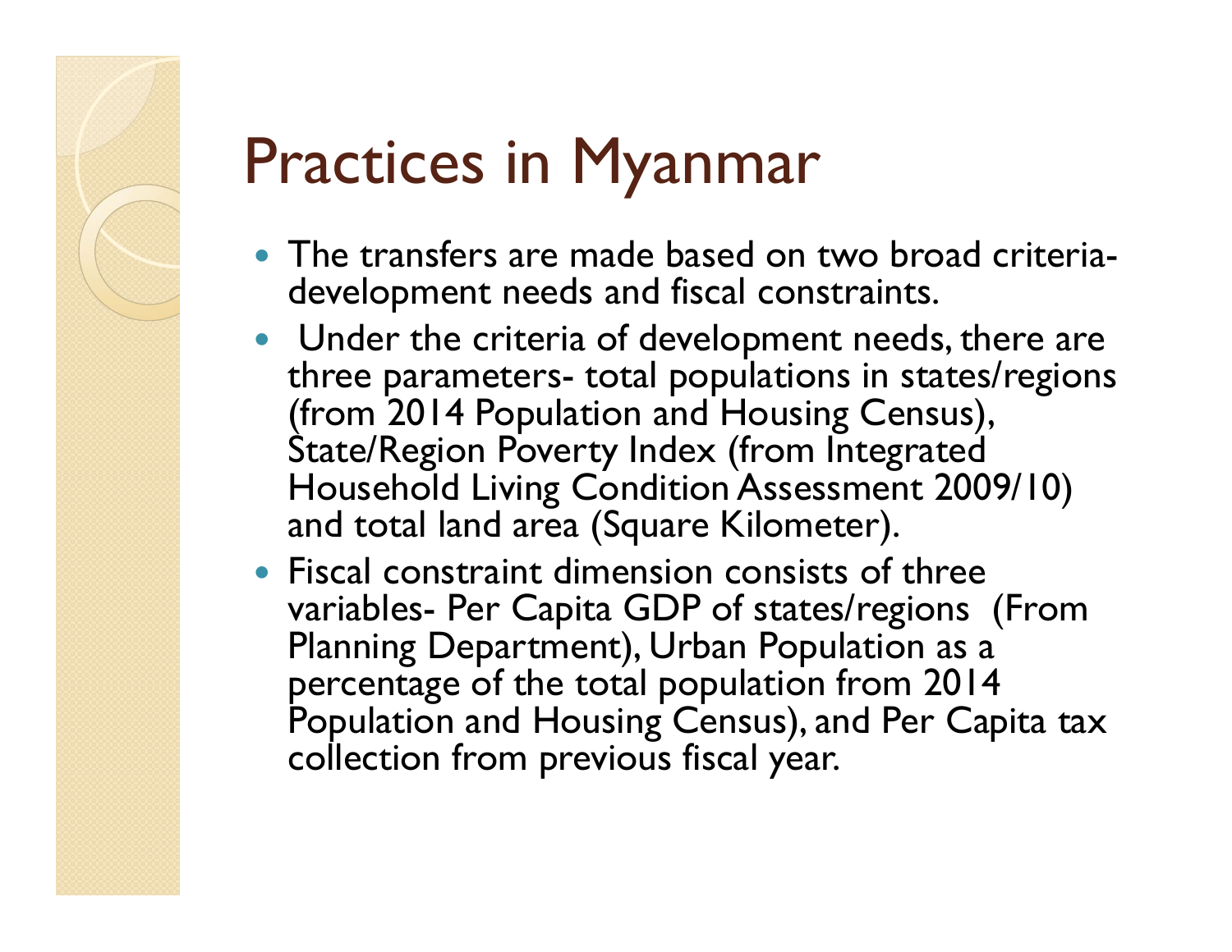# Practices in Myanmar

- The transfers are made based on two broad criteria- development needs and fiscal constraints.
- Under the criteria of development needs, there are three parameters- total populations in states/regions (from 2014 Population and Housing Census), State/Region Poverty Index (from Integrated Household Living Condition Assessment 2009/10) and total land area (Square Kilometer).
- Fiscal constraint dimension consists of three variables- Per Capita GDP of states/regions (From Planning Department), Urban Population as a percentage of the total population from 2014 Population and Housing Census), and Per Capita tax collection from previous fiscal year.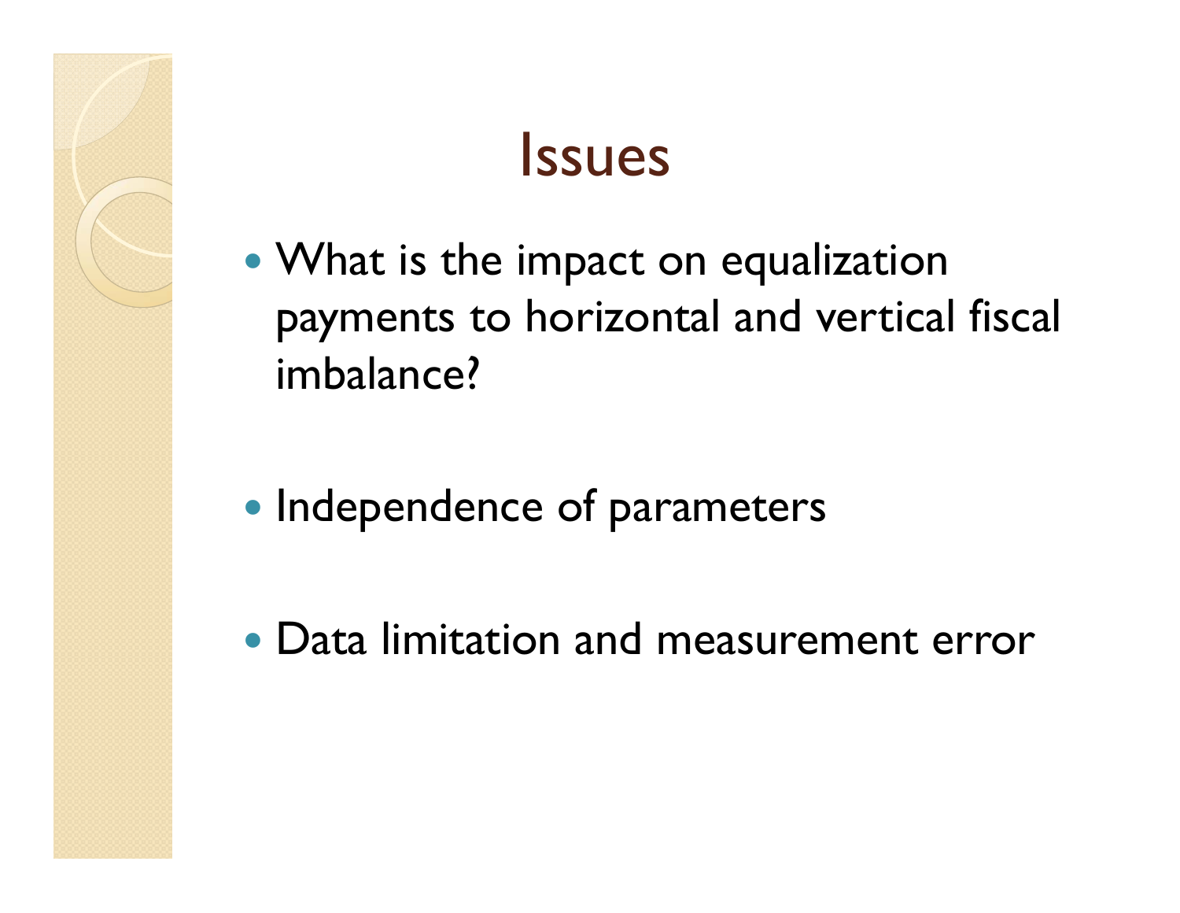# Issues

- What is the impact on equalization payments to horizontal and vertical fiscal imbalance?
- Independence of parameters
- Data limitation and measurement error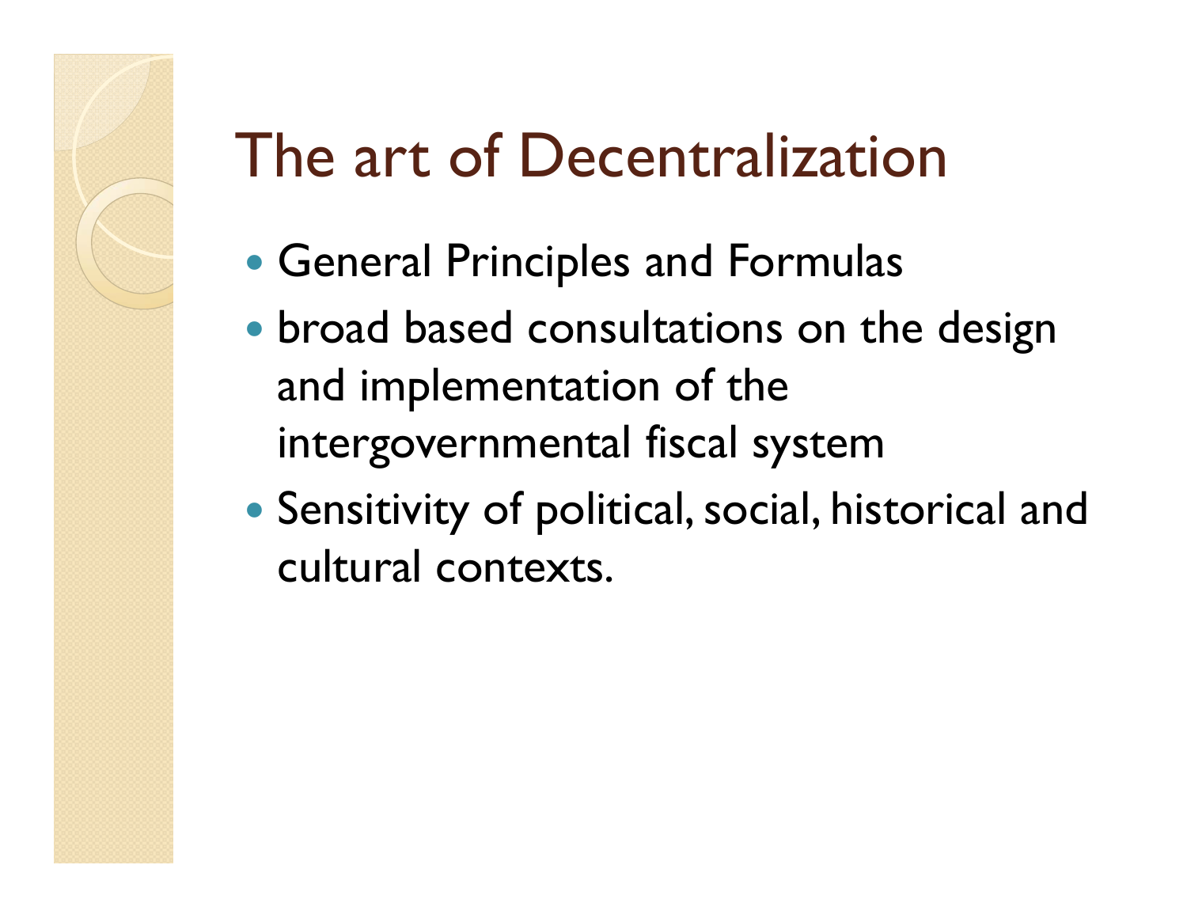# The art of Decentralization

- General Principles and Formulas
- broad based consultations on the design and implementation of the intergovernmental fiscal system
- Sensitivity of political, social, historical and cultural contexts.